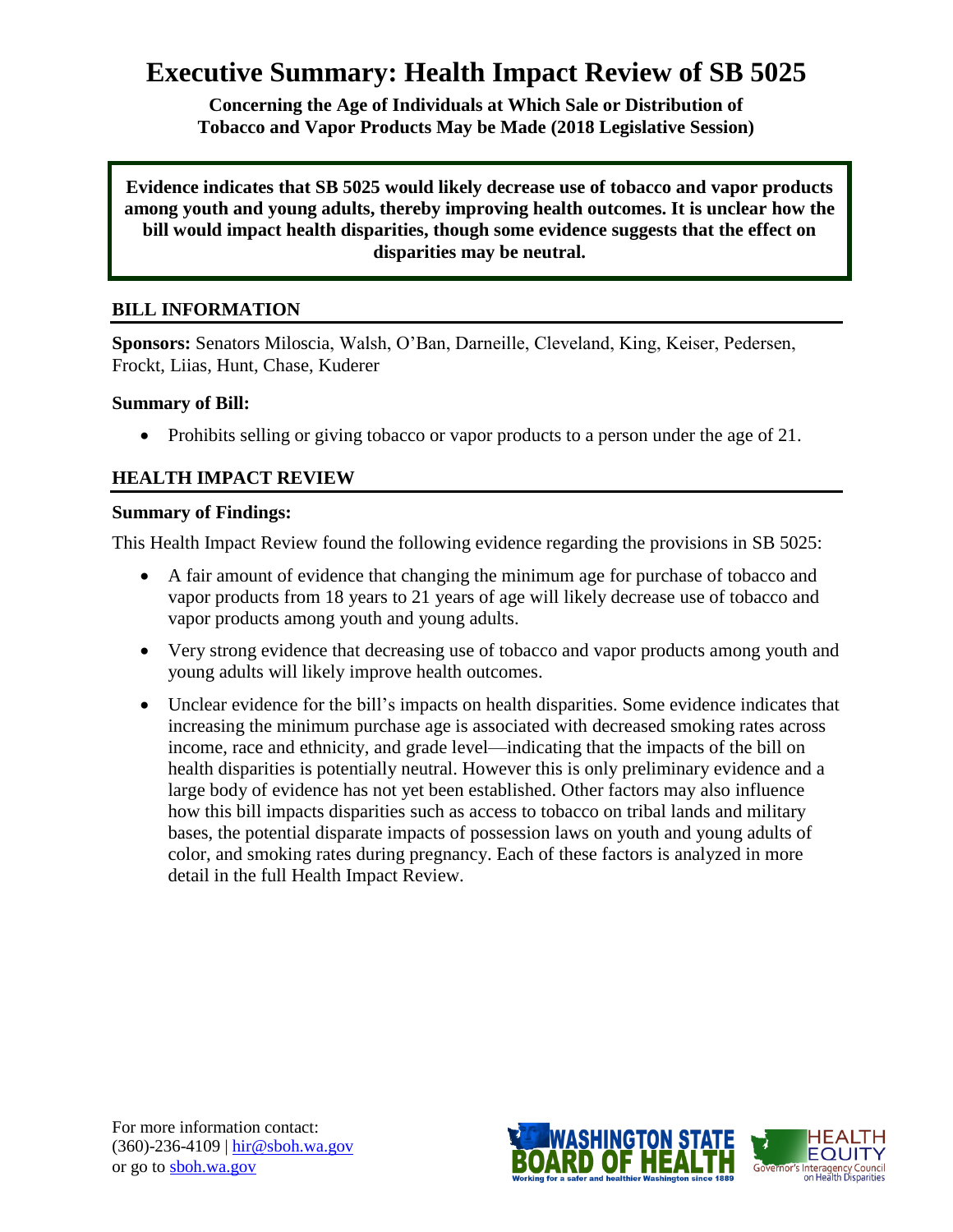# Executive Summary: Health Impact Review of SB 5025

**Concerning the Age of Individuals at Which Sale or Distribution of Tobacco and Vapor Products May be Made (2018 Legislative Session)**

**Evidence indicates that SB 5025 would likely decrease use of tobacco and vapor products among youth and young adults, thereby improving health outcomes. It is unclear how the bill would impact health disparities, though some evidence suggests that the effect on disparities may be neutral.**

## BILL INFORMATION

**Sponsors:** Senators Miloscia, Walsh, O'Ban, Darneille, Cleveland, King, Keiser, Pedersen, Frockt, Liias, Hunt, Chase, Kuderer

**Summary of Bill:**

- Prohibits selling or giving tobacco or vapor products to a person under the age of 21.

## HEALTH IMPACT REVIEW

**Summary of Findings:**

This Health Impact Review found the following evidence regarding the provisions in SB 5025:

- A fair amount of evidence that changing the minimum age for purchase of tobacco and vapor products from 18 years to 21 years of age will likely decrease use of tobacco and vapor products among youth and young adults.
- Very strong evidence that decreasing use of tobacco and vapor products among youth and young adults will likely improve health outcomes.
- Unclear evidence for the bill's impacts on health disparities. Some evidence indicates that increasing the minimum purchase age is associated with decreased smoking rates across income, race and ethnicity, and grade level—indicating that the impacts of the bill on health disparities is potentially neutral. However this is only preliminary evidence and a large body of evidence has not yet been established. Other factors may also influence how this bill impacts disparities such as access to tobacco on tribal lands and military bases, the potential disparate impacts of possession laws on youth and young adults of color, and smoking rates during pregnancy. Each of these factors is analyzed in more detail in the full Health Impact Review.

For more information contact:
(360)-236-4109 | hir@sboh.wa.gov
or go to sboh.wa.gov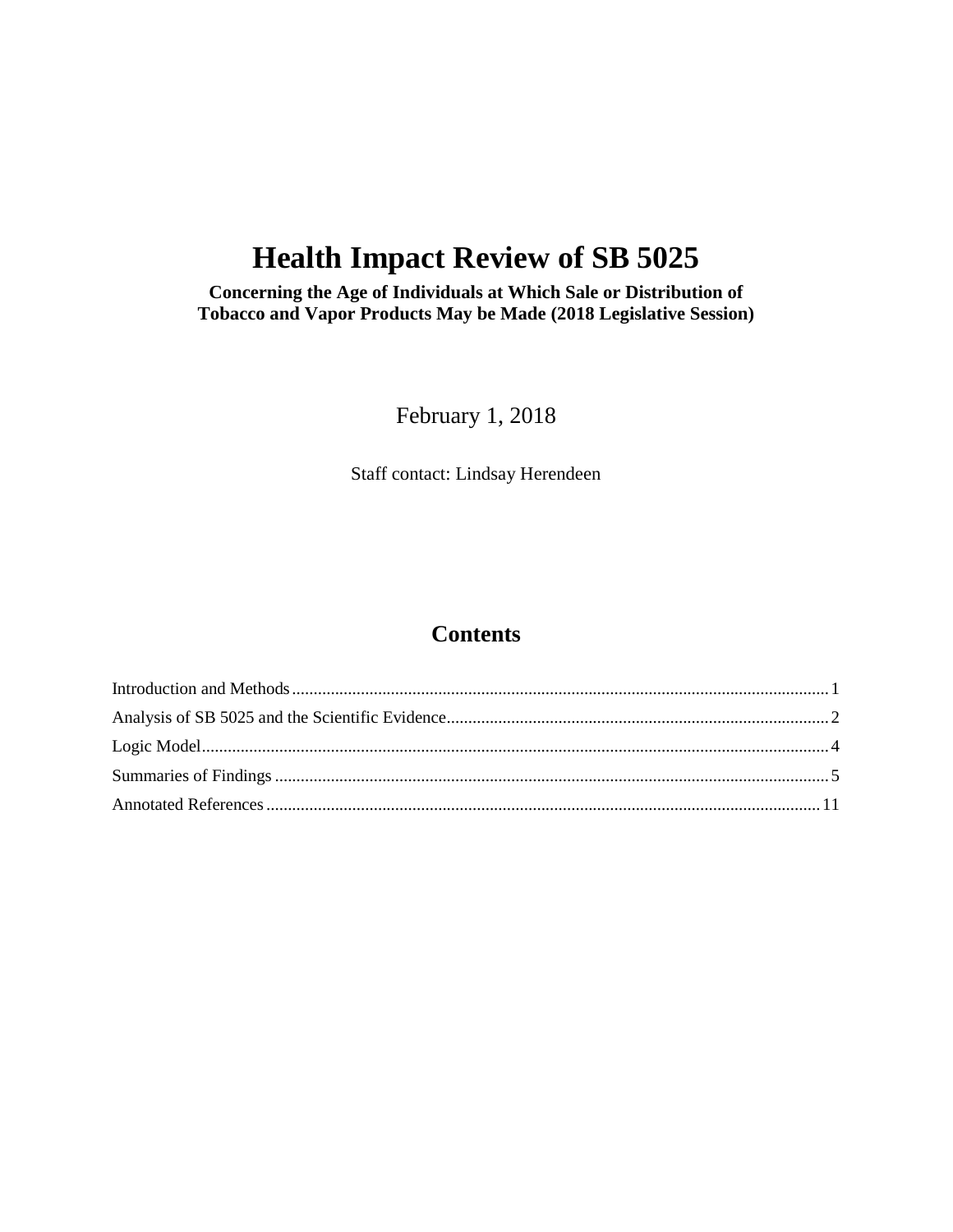# Health Impact Review of SB 5025

**Concerning the Age of Individuals at Which Sale or Distribution of Tobacco and Vapor Products May be Made (2018 Legislative Session)**

February 1, 2018

Staff contact: Lindsay Herendeen

## Contents

Introduction and Methods ........................................................ 1

Analysis of SB 5025 and the Scientific Evidence ........................................................ 2

Logic Model ........................................................ 4

Summaries of Findings ........................................................ 5

Annotated References ........................................................ 11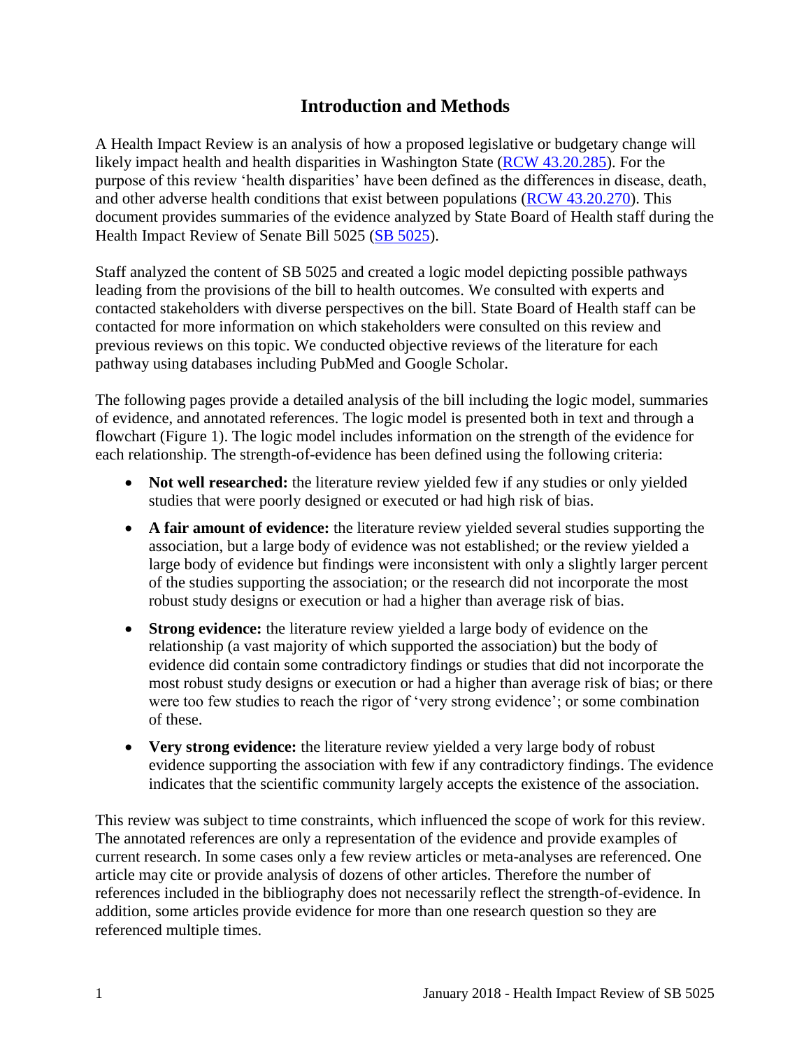# Introduction and Methods

A Health Impact Review is an analysis of how a proposed legislative or budgetary change will likely impact health and health disparities in Washington State ([RCW 43.20.285](RCW 43.20.285)). For the purpose of this review 'health disparities' have been defined as the differences in disease, death, and other adverse health conditions that exist between populations ([RCW 43.20.270](RCW 43.20.270)). This document provides summaries of the evidence analyzed by State Board of Health staff during the Health Impact Review of Senate Bill 5025 ([SB 5025](SB 5025)).

Staff analyzed the content of SB 5025 and created a logic model depicting possible pathways leading from the provisions of the bill to health outcomes. We consulted with experts and contacted stakeholders with diverse perspectives on the bill. State Board of Health staff can be contacted for more information on which stakeholders were consulted on this review and previous reviews on this topic. We conducted objective reviews of the literature for each pathway using databases including PubMed and Google Scholar.

The following pages provide a detailed analysis of the bill including the logic model, summaries of evidence, and annotated references. The logic model is presented both in text and through a flowchart (Figure 1). The logic model includes information on the strength of the evidence for each relationship. The strength-of-evidence has been defined using the following criteria:

- **Not well researched:** the literature review yielded few if any studies or only yielded studies that were poorly designed or executed or had high risk of bias.
- **A fair amount of evidence:** the literature review yielded several studies supporting the association, but a large body of evidence was not established; or the review yielded a large body of evidence but findings were inconsistent with only a slightly larger percent of the studies supporting the association; or the research did not incorporate the most robust study designs or execution or had a higher than average risk of bias.
- **Strong evidence:** the literature review yielded a large body of evidence on the relationship (a vast majority of which supported the association) but the body of evidence did contain some contradictory findings or studies that did not incorporate the most robust study designs or execution or had a higher than average risk of bias; or there were too few studies to reach the rigor of 'very strong evidence'; or some combination of these.
- **Very strong evidence:** the literature review yielded a very large body of robust evidence supporting the association with few if any contradictory findings. The evidence indicates that the scientific community largely accepts the existence of the association.

This review was subject to time constraints, which influenced the scope of work for this review. The annotated references are only a representation of the evidence and provide examples of current research. In some cases only a few review articles or meta-analyses are referenced. One article may cite or provide analysis of dozens of other articles. Therefore the number of references included in the bibliography does not necessarily reflect the strength-of-evidence. In addition, some articles provide evidence for more than one research question so they are referenced multiple times.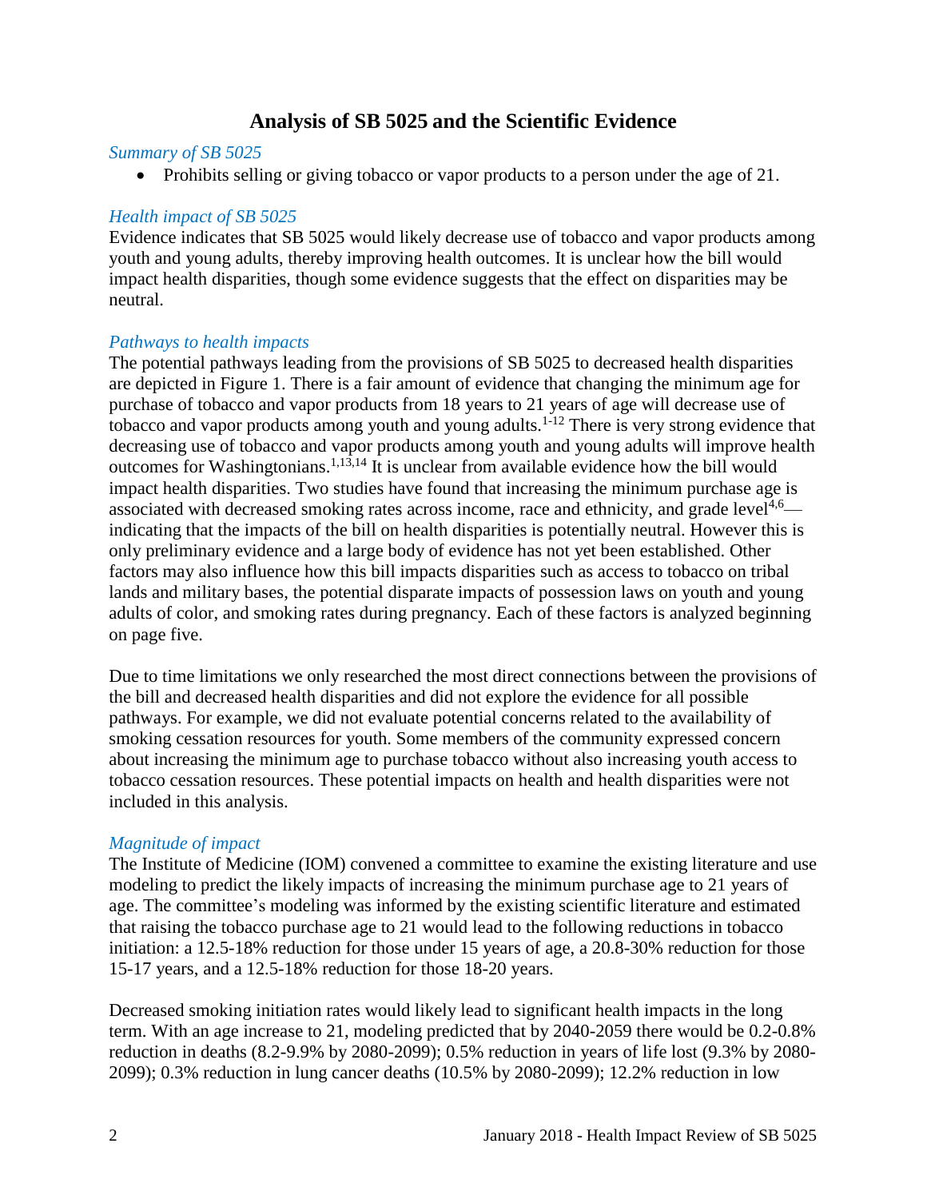# Analysis of SB 5025 and the Scientific Evidence

*Summary of SB 5025*

- Prohibits selling or giving tobacco or vapor products to a person under the age of 21.

*Health impact of SB 5025*

Evidence indicates that SB 5025 would likely decrease use of tobacco and vapor products among youth and young adults, thereby improving health outcomes. It is unclear how the bill would impact health disparities, though some evidence suggests that the effect on disparities may be neutral.

*Pathways to health impacts*

The potential pathways leading from the provisions of SB 5025 to decreased health disparities are depicted in Figure 1. There is a fair amount of evidence that changing the minimum age for purchase of tobacco and vapor products from 18 years to 21 years of age will decrease use of tobacco and vapor products among youth and young adults.[1-12] There is very strong evidence that decreasing use of tobacco and vapor products among youth and young adults will improve health outcomes for Washingtonians.[1,13,14] It is unclear from available evidence how the bill would impact health disparities. Two studies have found that increasing the minimum purchase age is associated with decreased smoking rates across income, race and ethnicity, and grade level[4,6]—indicating that the impacts of the bill on health disparities is potentially neutral. However this is only preliminary evidence and a large body of evidence has not yet been established. Other factors may also influence how this bill impacts disparities such as access to tobacco on tribal lands and military bases, the potential disparate impacts of possession laws on youth and young adults of color, and smoking rates during pregnancy. Each of these factors is analyzed beginning on page five.

Due to time limitations we only researched the most direct connections between the provisions of the bill and decreased health disparities and did not explore the evidence for all possible pathways. For example, we did not evaluate potential concerns related to the availability of smoking cessation resources for youth. Some members of the community expressed concern about increasing the minimum age to purchase tobacco without also increasing youth access to tobacco cessation resources. These potential impacts on health and health disparities were not included in this analysis.

*Magnitude of impact*

The Institute of Medicine (IOM) convened a committee to examine the existing literature and use modeling to predict the likely impacts of increasing the minimum purchase age to 21 years of age. The committee's modeling was informed by the existing scientific literature and estimated that raising the tobacco purchase age to 21 would lead to the following reductions in tobacco initiation: a 12.5-18% reduction for those under 15 years of age, a 20.8-30% reduction for those 15-17 years, and a 12.5-18% reduction for those 18-20 years.

Decreased smoking initiation rates would likely lead to significant health impacts in the long term. With an age increase to 21, modeling predicted that by 2040-2059 there would be 0.2-0.8% reduction in deaths (8.2-9.9% by 2080-2099); 0.5% reduction in years of life lost (9.3% by 2080-2099); 0.3% reduction in lung cancer deaths (10.5% by 2080-2099); 12.2% reduction in low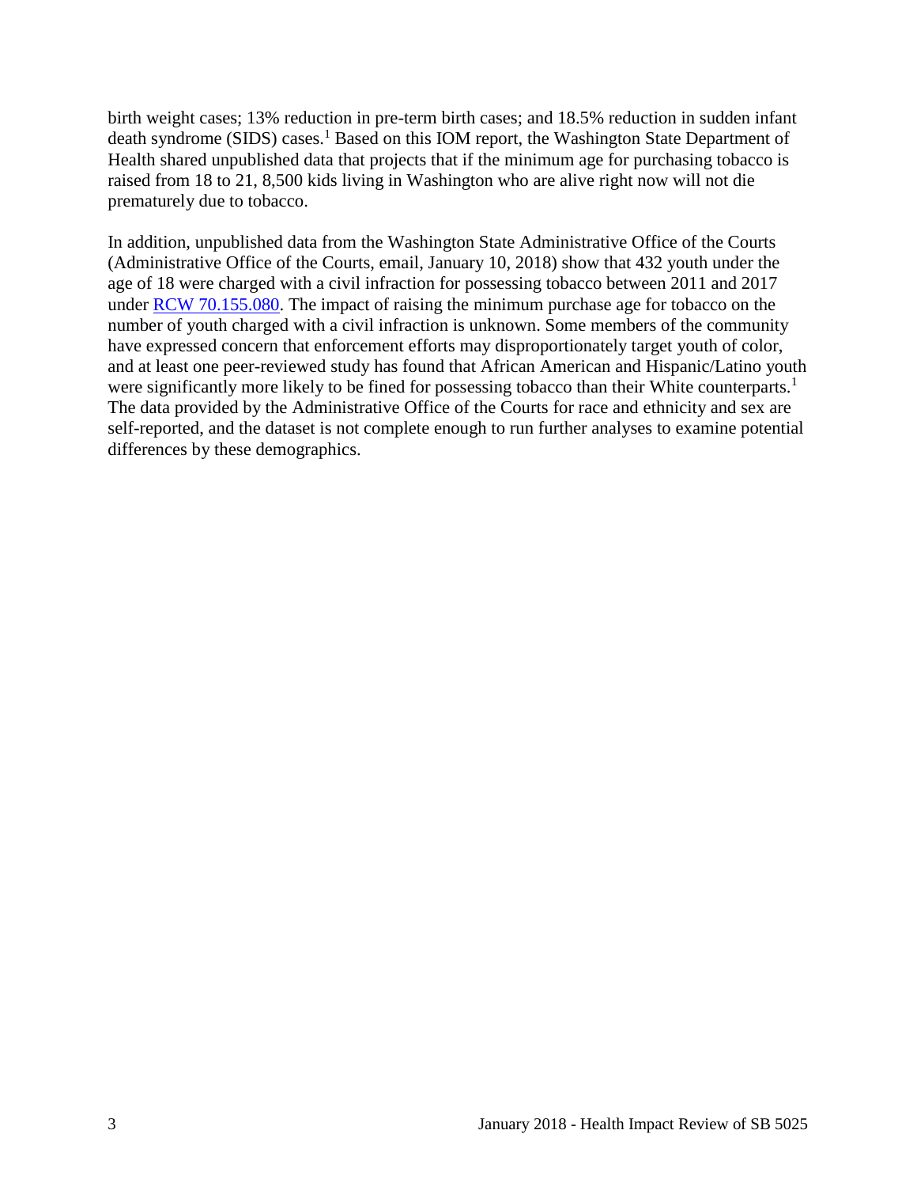birth weight cases; 13% reduction in pre-term birth cases; and 18.5% reduction in sudden infant death syndrome (SIDS) cases.[1] Based on this IOM report, the Washington State Department of Health shared unpublished data that projects that if the minimum age for purchasing tobacco is raised from 18 to 21, 8,500 kids living in Washington who are alive right now will not die prematurely due to tobacco.

In addition, unpublished data from the Washington State Administrative Office of the Courts (Administrative Office of the Courts, email, January 10, 2018) show that 432 youth under the age of 18 were charged with a civil infraction for possessing tobacco between 2011 and 2017 under RCW 70.155.080. The impact of raising the minimum purchase age for tobacco on the number of youth charged with a civil infraction is unknown. Some members of the community have expressed concern that enforcement efforts may disproportionately target youth of color, and at least one peer-reviewed study has found that African American and Hispanic/Latino youth were significantly more likely to be fined for possessing tobacco than their White counterparts.[1] The data provided by the Administrative Office of the Courts for race and ethnicity and sex are self-reported, and the dataset is not complete enough to run further analyses to examine potential differences by these demographics.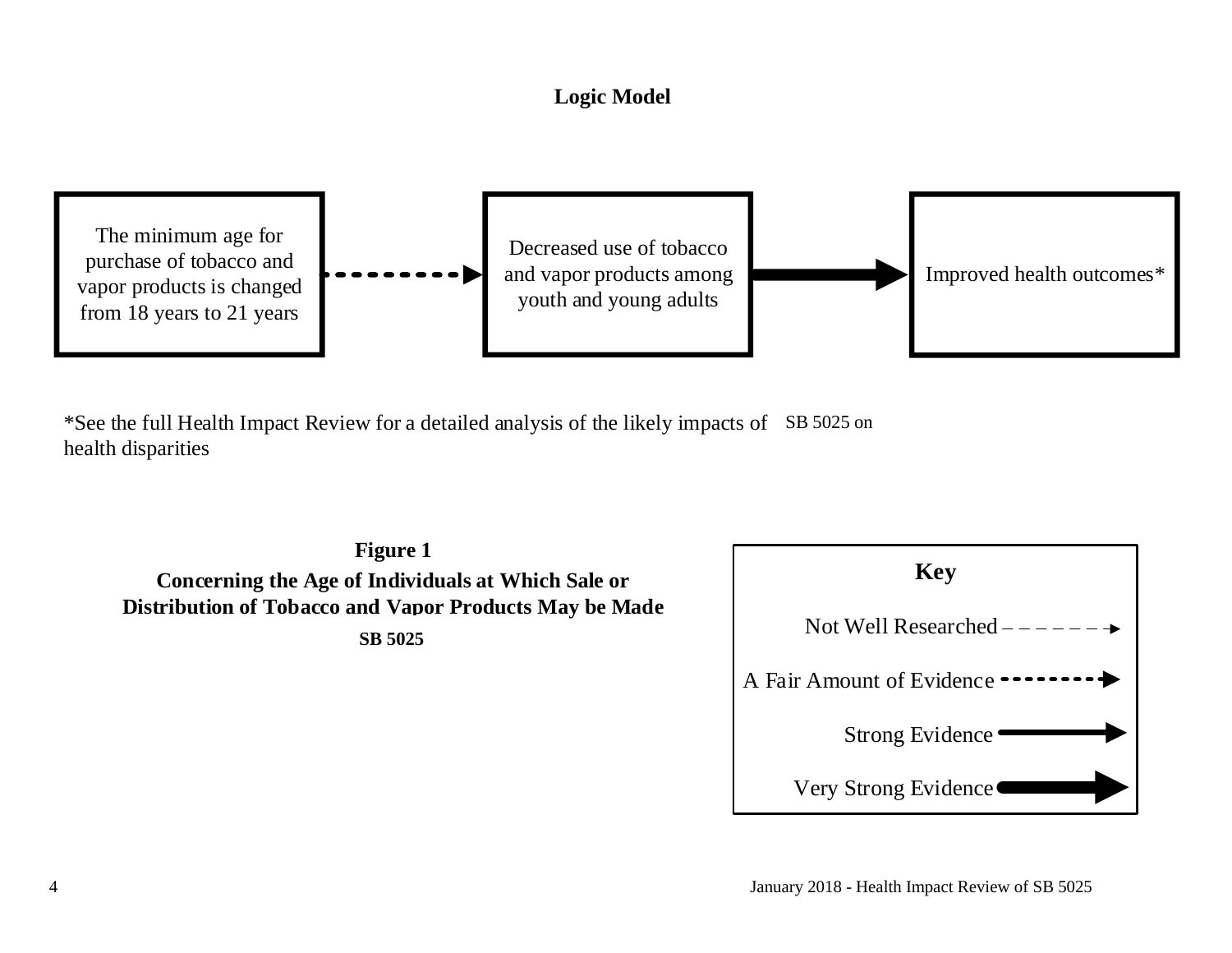**Logic Model**

The minimum age for purchase of tobacco and vapor products is changed from 18 years to 21 years

Decreased use of tobacco and vapor products among youth and young adults

Improved health outcomes*

*See the full Health Impact Review for a detailed analysis of the likely impacts of SB 5025 on health disparities

**Figure 1**

**Concerning the Age of Individuals at Which Sale or Distribution of Tobacco and Vapor Products May be Made**

**SB 5025**

**Key**

Not Well Researched

A Fair Amount of Evidence

Strong Evidence

Very Strong Evidence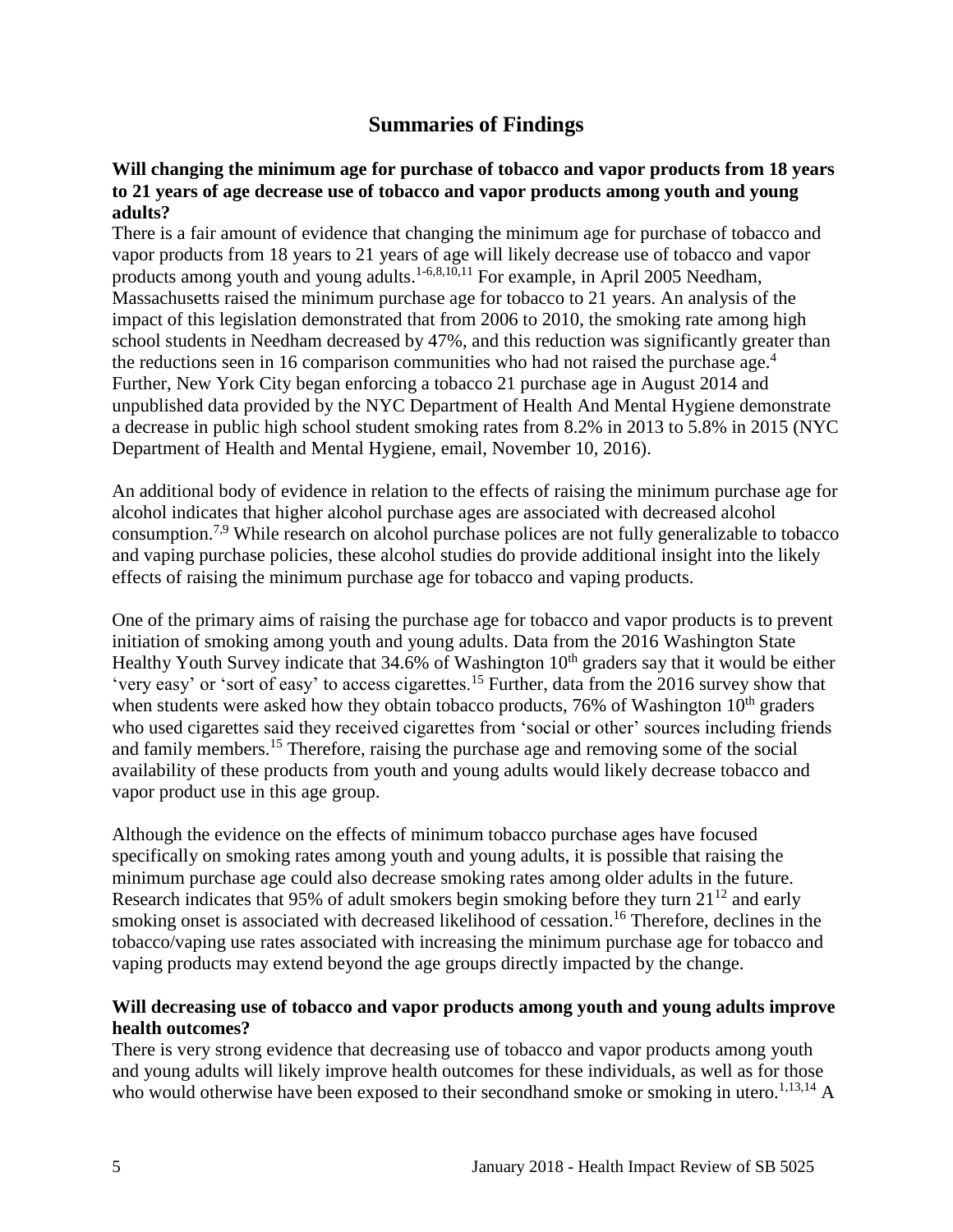## Summaries of Findings

**Will changing the minimum age for purchase of tobacco and vapor products from 18 years to 21 years of age decrease use of tobacco and vapor products among youth and young adults?**

There is a fair amount of evidence that changing the minimum age for purchase of tobacco and vapor products from 18 years to 21 years of age will likely decrease use of tobacco and vapor products among youth and young adults.[1-6,8,10,11] For example, in April 2005 Needham, Massachusetts raised the minimum purchase age for tobacco to 21 years. An analysis of the impact of this legislation demonstrated that from 2006 to 2010, the smoking rate among high school students in Needham decreased by 47%, and this reduction was significantly greater than the reductions seen in 16 comparison communities who had not raised the purchase age.[4] Further, New York City began enforcing a tobacco 21 purchase age in August 2014 and unpublished data provided by the NYC Department of Health And Mental Hygiene demonstrate a decrease in public high school student smoking rates from 8.2% in 2013 to 5.8% in 2015 (NYC Department of Health and Mental Hygiene, email, November 10, 2016).

An additional body of evidence in relation to the effects of raising the minimum purchase age for alcohol indicates that higher alcohol purchase ages are associated with decreased alcohol consumption.[7,9] While research on alcohol purchase polices are not fully generalizable to tobacco and vaping purchase policies, these alcohol studies do provide additional insight into the likely effects of raising the minimum purchase age for tobacco and vaping products.

One of the primary aims of raising the purchase age for tobacco and vapor products is to prevent initiation of smoking among youth and young adults. Data from the 2016 Washington State Healthy Youth Survey indicate that 34.6% of Washington 10th graders say that it would be either 'very easy' or 'sort of easy' to access cigarettes.[15] Further, data from the 2016 survey show that when students were asked how they obtain tobacco products, 76% of Washington 10th graders who used cigarettes said they received cigarettes from 'social or other' sources including friends and family members.[15] Therefore, raising the purchase age and removing some of the social availability of these products from youth and young adults would likely decrease tobacco and vapor product use in this age group.

Although the evidence on the effects of minimum tobacco purchase ages have focused specifically on smoking rates among youth and young adults, it is possible that raising the minimum purchase age could also decrease smoking rates among older adults in the future. Research indicates that 95% of adult smokers begin smoking before they turn 21[12] and early smoking onset is associated with decreased likelihood of cessation.[16] Therefore, declines in the tobacco/vaping use rates associated with increasing the minimum purchase age for tobacco and vaping products may extend beyond the age groups directly impacted by the change.

**Will decreasing use of tobacco and vapor products among youth and young adults improve health outcomes?**

There is very strong evidence that decreasing use of tobacco and vapor products among youth and young adults will likely improve health outcomes for these individuals, as well as for those who would otherwise have been exposed to their secondhand smoke or smoking in utero.[1,13,14] A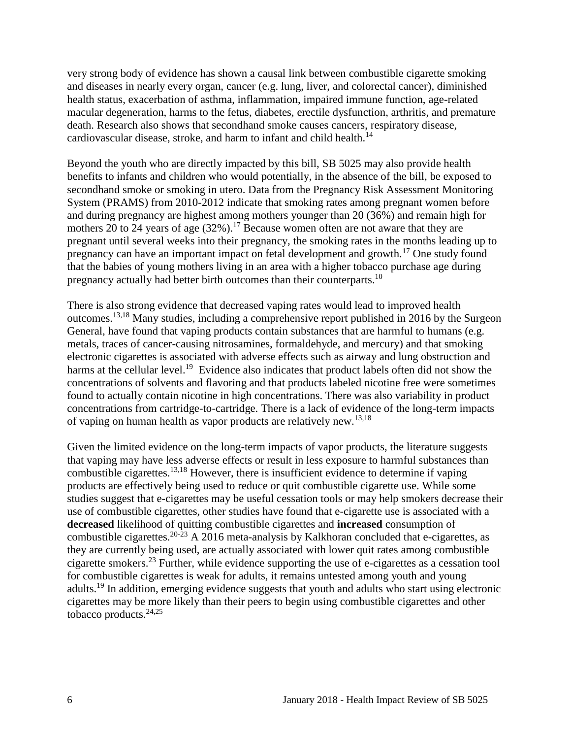very strong body of evidence has shown a causal link between combustible cigarette smoking and diseases in nearly every organ, cancer (e.g. lung, liver, and colorectal cancer), diminished health status, exacerbation of asthma, inflammation, impaired immune function, age-related macular degeneration, harms to the fetus, diabetes, erectile dysfunction, arthritis, and premature death. Research also shows that secondhand smoke causes cancers, respiratory disease, cardiovascular disease, stroke, and harm to infant and child health.[14]

Beyond the youth who are directly impacted by this bill, SB 5025 may also provide health benefits to infants and children who would potentially, in the absence of the bill, be exposed to secondhand smoke or smoking in utero. Data from the Pregnancy Risk Assessment Monitoring System (PRAMS) from 2010-2012 indicate that smoking rates among pregnant women before and during pregnancy are highest among mothers younger than 20 (36%) and remain high for mothers 20 to 24 years of age (32%).[17] Because women often are not aware that they are pregnant until several weeks into their pregnancy, the smoking rates in the months leading up to pregnancy can have an important impact on fetal development and growth.[17] One study found that the babies of young mothers living in an area with a higher tobacco purchase age during pregnancy actually had better birth outcomes than their counterparts.[10]

There is also strong evidence that decreased vaping rates would lead to improved health outcomes.[13,18] Many studies, including a comprehensive report published in 2016 by the Surgeon General, have found that vaping products contain substances that are harmful to humans (e.g. metals, traces of cancer-causing nitrosamines, formaldehyde, and mercury) and that smoking electronic cigarettes is associated with adverse effects such as airway and lung obstruction and harms at the cellular level.[19] Evidence also indicates that product labels often did not show the concentrations of solvents and flavoring and that products labeled nicotine free were sometimes found to actually contain nicotine in high concentrations. There was also variability in product concentrations from cartridge-to-cartridge. There is a lack of evidence of the long-term impacts of vaping on human health as vapor products are relatively new.[13,18]

Given the limited evidence on the long-term impacts of vapor products, the literature suggests that vaping may have less adverse effects or result in less exposure to harmful substances than combustible cigarettes.[13,18] However, there is insufficient evidence to determine if vaping products are effectively being used to reduce or quit combustible cigarette use. While some studies suggest that e-cigarettes may be useful cessation tools or may help smokers decrease their use of combustible cigarettes, other studies have found that e-cigarette use is associated with a **decreased** likelihood of quitting combustible cigarettes and **increased** consumption of combustible cigarettes.[20-23] A 2016 meta-analysis by Kalkhoran concluded that e-cigarettes, as they are currently being used, are actually associated with lower quit rates among combustible cigarette smokers.[23] Further, while evidence supporting the use of e-cigarettes as a cessation tool for combustible cigarettes is weak for adults, it remains untested among youth and young adults.[19] In addition, emerging evidence suggests that youth and adults who start using electronic cigarettes may be more likely than their peers to begin using combustible cigarettes and other tobacco products.[24,25]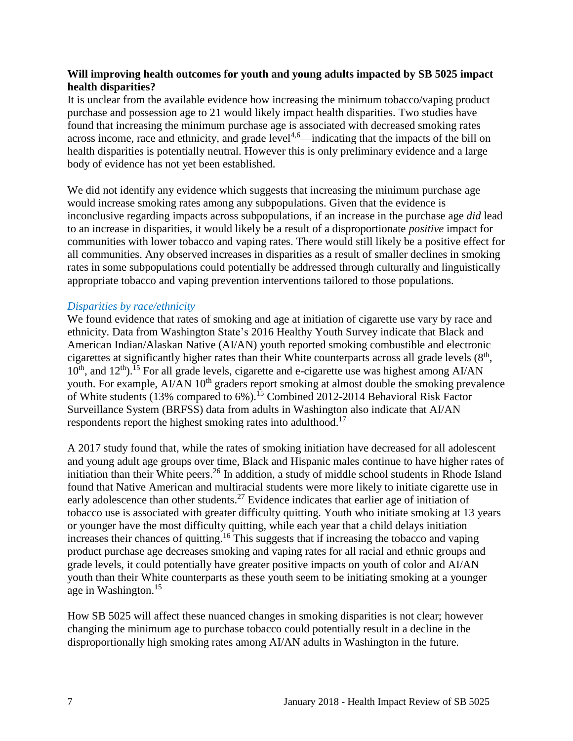**Will improving health outcomes for youth and young adults impacted by SB 5025 impact health disparities?**

It is unclear from the available evidence how increasing the minimum tobacco/vaping product purchase and possession age to 21 would likely impact health disparities. Two studies have found that increasing the minimum purchase age is associated with decreased smoking rates across income, race and ethnicity, and grade level[4,6]—indicating that the impacts of the bill on health disparities is potentially neutral. However this is only preliminary evidence and a large body of evidence has not yet been established.

We did not identify any evidence which suggests that increasing the minimum purchase age would increase smoking rates among any subpopulations. Given that the evidence is inconclusive regarding impacts across subpopulations, if an increase in the purchase age *did* lead to an increase in disparities, it would likely be a result of a disproportionate *positive* impact for communities with lower tobacco and vaping rates. There would still likely be a positive effect for all communities. Any observed increases in disparities as a result of smaller declines in smoking rates in some subpopulations could potentially be addressed through culturally and linguistically appropriate tobacco and vaping prevention interventions tailored to those populations.

*Disparities by race/ethnicity*

We found evidence that rates of smoking and age at initiation of cigarette use vary by race and ethnicity. Data from Washington State's 2016 Healthy Youth Survey indicate that Black and American Indian/Alaskan Native (AI/AN) youth reported smoking combustible and electronic cigarettes at significantly higher rates than their White counterparts across all grade levels (8th, 10th, and 12th).[15] For all grade levels, cigarette and e-cigarette use was highest among AI/AN youth. For example, AI/AN 10th graders report smoking at almost double the smoking prevalence of White students (13% compared to 6%).[15] Combined 2012-2014 Behavioral Risk Factor Surveillance System (BRFSS) data from adults in Washington also indicate that AI/AN respondents report the highest smoking rates into adulthood.[17]

A 2017 study found that, while the rates of smoking initiation have decreased for all adolescent and young adult age groups over time, Black and Hispanic males continue to have higher rates of initiation than their White peers.[26] In addition, a study of middle school students in Rhode Island found that Native American and multiracial students were more likely to initiate cigarette use in early adolescence than other students.[27] Evidence indicates that earlier age of initiation of tobacco use is associated with greater difficulty quitting. Youth who initiate smoking at 13 years or younger have the most difficulty quitting, while each year that a child delays initiation increases their chances of quitting.[16] This suggests that if increasing the tobacco and vaping product purchase age decreases smoking and vaping rates for all racial and ethnic groups and grade levels, it could potentially have greater positive impacts on youth of color and AI/AN youth than their White counterparts as these youth seem to be initiating smoking at a younger age in Washington.[15]

How SB 5025 will affect these nuanced changes in smoking disparities is not clear; however changing the minimum age to purchase tobacco could potentially result in a decline in the disproportionally high smoking rates among AI/AN adults in Washington in the future.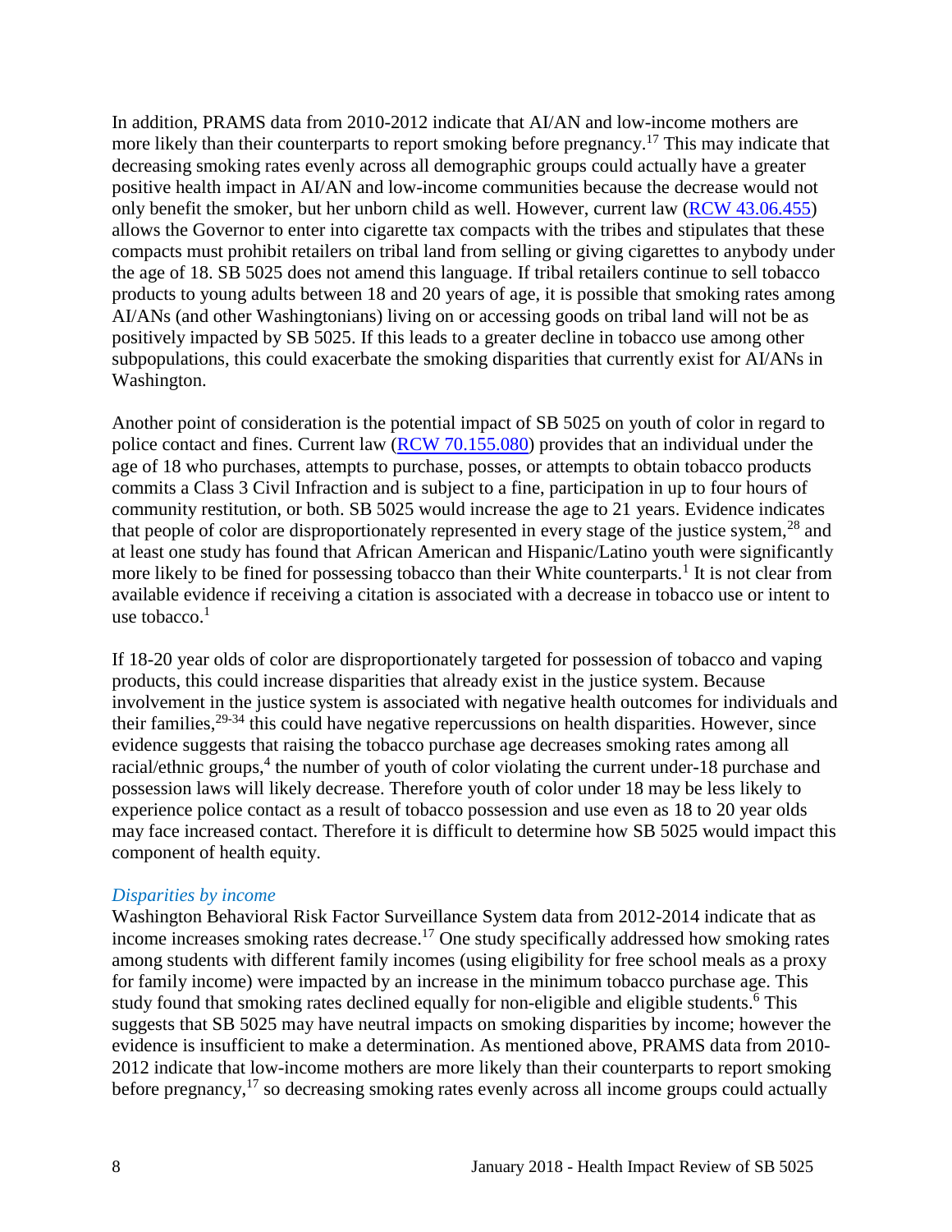In addition, PRAMS data from 2010-2012 indicate that AI/AN and low-income mothers are more likely than their counterparts to report smoking before pregnancy.[17] This may indicate that decreasing smoking rates evenly across all demographic groups could actually have a greater positive health impact in AI/AN and low-income communities because the decrease would not only benefit the smoker, but her unborn child as well. However, current law ([RCW 43.06.455]) allows the Governor to enter into cigarette tax compacts with the tribes and stipulates that these compacts must prohibit retailers on tribal land from selling or giving cigarettes to anybody under the age of 18. SB 5025 does not amend this language. If tribal retailers continue to sell tobacco products to young adults between 18 and 20 years of age, it is possible that smoking rates among AI/ANs (and other Washingtonians) living on or accessing goods on tribal land will not be as positively impacted by SB 5025. If this leads to a greater decline in tobacco use among other subpopulations, this could exacerbate the smoking disparities that currently exist for AI/ANs in Washington.

Another point of consideration is the potential impact of SB 5025 on youth of color in regard to police contact and fines. Current law ([RCW 70.155.080]) provides that an individual under the age of 18 who purchases, attempts to purchase, posses, or attempts to obtain tobacco products commits a Class 3 Civil Infraction and is subject to a fine, participation in up to four hours of community restitution, or both. SB 5025 would increase the age to 21 years. Evidence indicates that people of color are disproportionately represented in every stage of the justice system,[28] and at least one study has found that African American and Hispanic/Latino youth were significantly more likely to be fined for possessing tobacco than their White counterparts.[1] It is not clear from available evidence if receiving a citation is associated with a decrease in tobacco use or intent to use tobacco.[1]

If 18-20 year olds of color are disproportionately targeted for possession of tobacco and vaping products, this could increase disparities that already exist in the justice system. Because involvement in the justice system is associated with negative health outcomes for individuals and their families,[29-34] this could have negative repercussions on health disparities. However, since evidence suggests that raising the tobacco purchase age decreases smoking rates among all racial/ethnic groups,[4] the number of youth of color violating the current under-18 purchase and possession laws will likely decrease. Therefore youth of color under 18 may be less likely to experience police contact as a result of tobacco possession and use even as 18 to 20 year olds may face increased contact. Therefore it is difficult to determine how SB 5025 would impact this component of health equity.

*Disparities by income*

Washington Behavioral Risk Factor Surveillance System data from 2012-2014 indicate that as income increases smoking rates decrease.[17] One study specifically addressed how smoking rates among students with different family incomes (using eligibility for free school meals as a proxy for family income) were impacted by an increase in the minimum tobacco purchase age. This study found that smoking rates declined equally for non-eligible and eligible students.[6] This suggests that SB 5025 may have neutral impacts on smoking disparities by income; however the evidence is insufficient to make a determination. As mentioned above, PRAMS data from 2010-2012 indicate that low-income mothers are more likely than their counterparts to report smoking before pregnancy,[17] so decreasing smoking rates evenly across all income groups could actually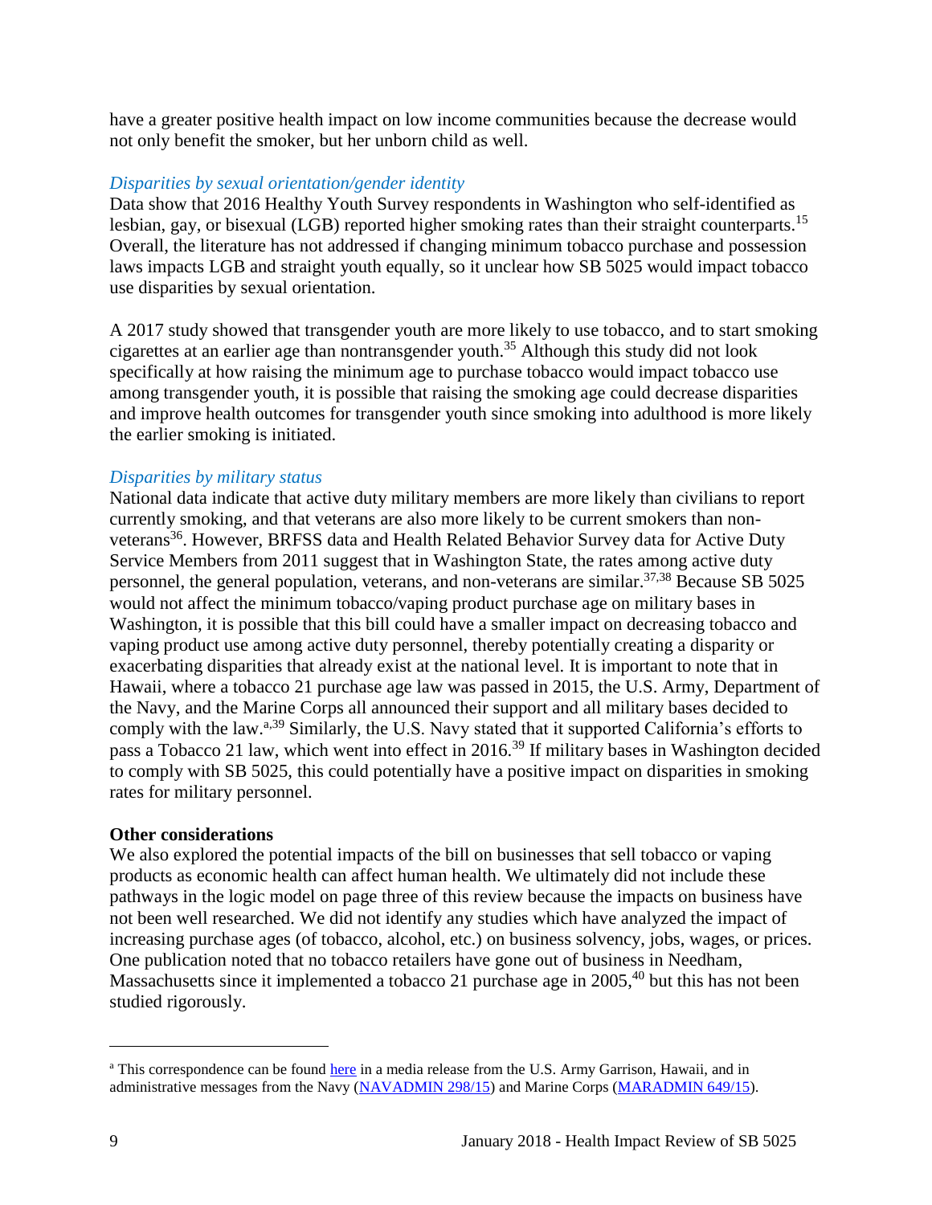have a greater positive health impact on low income communities because the decrease would not only benefit the smoker, but her unborn child as well.

*Disparities by sexual orientation/gender identity*

Data show that 2016 Healthy Youth Survey respondents in Washington who self-identified as lesbian, gay, or bisexual (LGB) reported higher smoking rates than their straight counterparts.[15] Overall, the literature has not addressed if changing minimum tobacco purchase and possession laws impacts LGB and straight youth equally, so it unclear how SB 5025 would impact tobacco use disparities by sexual orientation.

A 2017 study showed that transgender youth are more likely to use tobacco, and to start smoking cigarettes at an earlier age than nontransgender youth.[35] Although this study did not look specifically at how raising the minimum age to purchase tobacco would impact tobacco use among transgender youth, it is possible that raising the smoking age could decrease disparities and improve health outcomes for transgender youth since smoking into adulthood is more likely the earlier smoking is initiated.

*Disparities by military status*

National data indicate that active duty military members are more likely than civilians to report currently smoking, and that veterans are also more likely to be current smokers than non-veterans[36]. However, BRFSS data and Health Related Behavior Survey data for Active Duty Service Members from 2011 suggest that in Washington State, the rates among active duty personnel, the general population, veterans, and non-veterans are similar.[37,38] Because SB 5025 would not affect the minimum tobacco/vaping product purchase age on military bases in Washington, it is possible that this bill could have a smaller impact on decreasing tobacco and vaping product use among active duty personnel, thereby potentially creating a disparity or exacerbating disparities that already exist at the national level. It is important to note that in Hawaii, where a tobacco 21 purchase age law was passed in 2015, the U.S. Army, Department of the Navy, and the Marine Corps all announced their support and all military bases decided to comply with the law.[a,39] Similarly, the U.S. Navy stated that it supported California's efforts to pass a Tobacco 21 law, which went into effect in 2016.[39] If military bases in Washington decided to comply with SB 5025, this could potentially have a positive impact on disparities in smoking rates for military personnel.

**Other considerations**

We also explored the potential impacts of the bill on businesses that sell tobacco or vaping products as economic health can affect human health. We ultimately did not include these pathways in the logic model on page three of this review because the impacts on business have not been well researched. We did not identify any studies which have analyzed the impact of increasing purchase ages (of tobacco, alcohol, etc.) on business solvency, jobs, wages, or prices. One publication noted that no tobacco retailers have gone out of business in Needham, Massachusetts since it implemented a tobacco 21 purchase age in 2005,[40] but this has not been studied rigorously.

---

[a] This correspondence can be found here in a media release from the U.S. Army Garrison, Hawaii, and in administrative messages from the Navy (NAVADMIN 298/15) and Marine Corps (MARADMIN 649/15).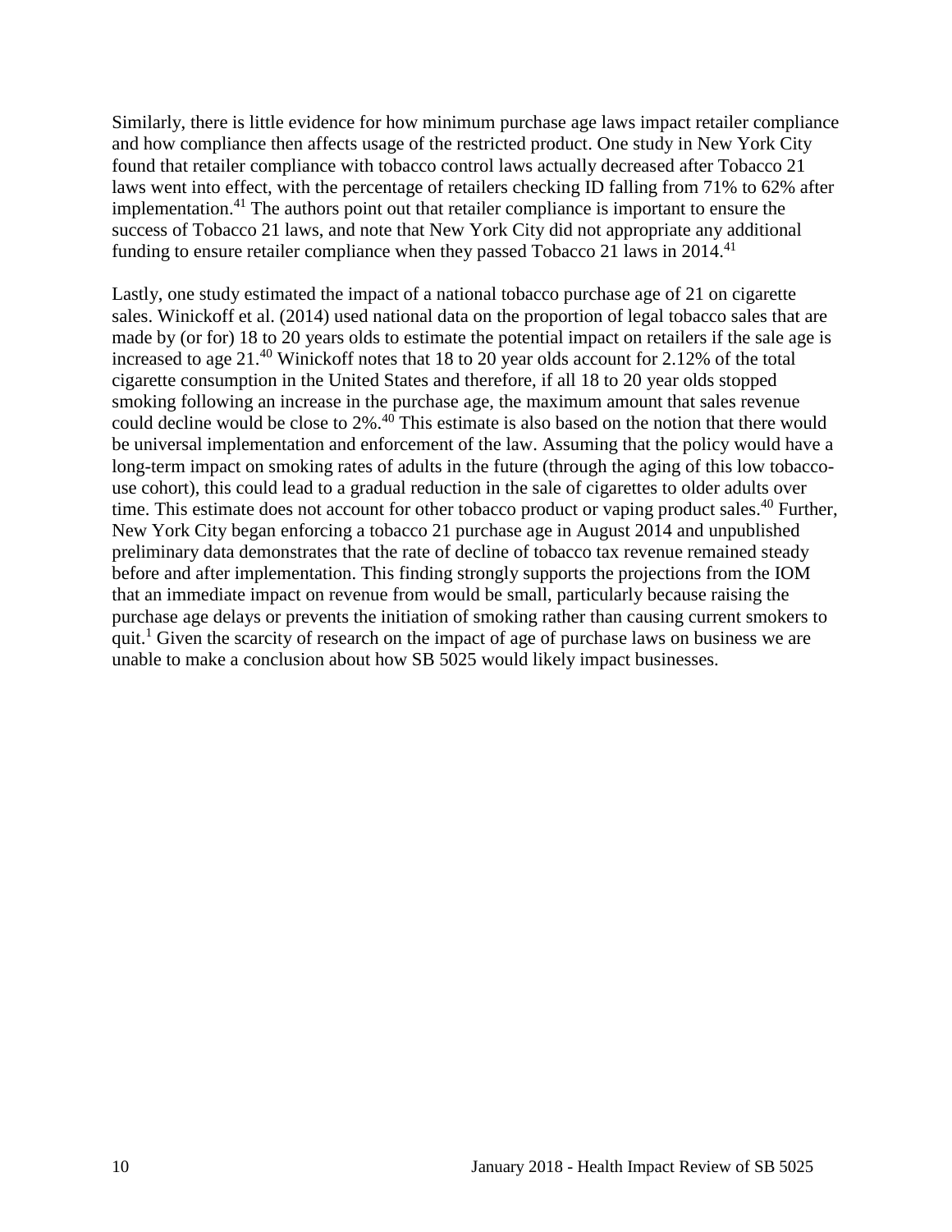Similarly, there is little evidence for how minimum purchase age laws impact retailer compliance and how compliance then affects usage of the restricted product. One study in New York City found that retailer compliance with tobacco control laws actually decreased after Tobacco 21 laws went into effect, with the percentage of retailers checking ID falling from 71% to 62% after implementation.[41] The authors point out that retailer compliance is important to ensure the success of Tobacco 21 laws, and note that New York City did not appropriate any additional funding to ensure retailer compliance when they passed Tobacco 21 laws in 2014.[41]

Lastly, one study estimated the impact of a national tobacco purchase age of 21 on cigarette sales. Winickoff et al. (2014) used national data on the proportion of legal tobacco sales that are made by (or for) 18 to 20 years olds to estimate the potential impact on retailers if the sale age is increased to age 21.[40] Winickoff notes that 18 to 20 year olds account for 2.12% of the total cigarette consumption in the United States and therefore, if all 18 to 20 year olds stopped smoking following an increase in the purchase age, the maximum amount that sales revenue could decline would be close to 2%.[40] This estimate is also based on the notion that there would be universal implementation and enforcement of the law. Assuming that the policy would have a long-term impact on smoking rates of adults in the future (through the aging of this low tobacco-use cohort), this could lead to a gradual reduction in the sale of cigarettes to older adults over time. This estimate does not account for other tobacco product or vaping product sales.[40] Further, New York City began enforcing a tobacco 21 purchase age in August 2014 and unpublished preliminary data demonstrates that the rate of decline of tobacco tax revenue remained steady before and after implementation. This finding strongly supports the projections from the IOM that an immediate impact on revenue from would be small, particularly because raising the purchase age delays or prevents the initiation of smoking rather than causing current smokers to quit.[1] Given the scarcity of research on the impact of age of purchase laws on business we are unable to make a conclusion about how SB 5025 would likely impact businesses.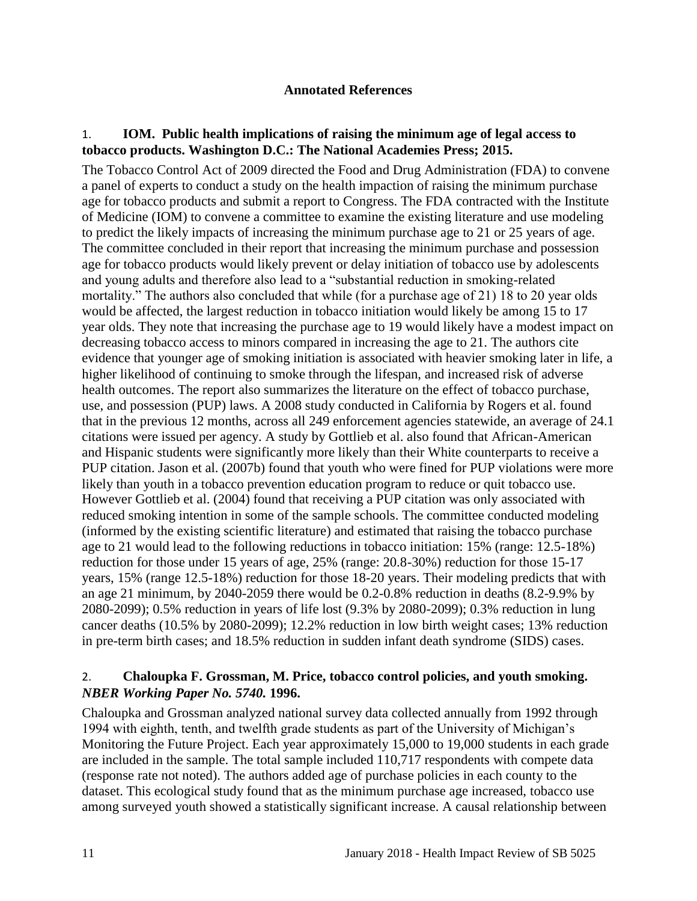**Annotated References**

1. **IOM. Public health implications of raising the minimum age of legal access to tobacco products. Washington D.C.: The National Academies Press; 2015.**

The Tobacco Control Act of 2009 directed the Food and Drug Administration (FDA) to convene a panel of experts to conduct a study on the health impaction of raising the minimum purchase age for tobacco products and submit a report to Congress. The FDA contracted with the Institute of Medicine (IOM) to convene a committee to examine the existing literature and use modeling to predict the likely impacts of increasing the minimum purchase age to 21 or 25 years of age. The committee concluded in their report that increasing the minimum purchase and possession age for tobacco products would likely prevent or delay initiation of tobacco use by adolescents and young adults and therefore also lead to a "substantial reduction in smoking-related mortality." The authors also concluded that while (for a purchase age of 21) 18 to 20 year olds would be affected, the largest reduction in tobacco initiation would likely be among 15 to 17 year olds. They note that increasing the purchase age to 19 would likely have a modest impact on decreasing tobacco access to minors compared in increasing the age to 21. The authors cite evidence that younger age of smoking initiation is associated with heavier smoking later in life, a higher likelihood of continuing to smoke through the lifespan, and increased risk of adverse health outcomes. The report also summarizes the literature on the effect of tobacco purchase, use, and possession (PUP) laws. A 2008 study conducted in California by Rogers et al. found that in the previous 12 months, across all 249 enforcement agencies statewide, an average of 24.1 citations were issued per agency. A study by Gottlieb et al. also found that African-American and Hispanic students were significantly more likely than their White counterparts to receive a PUP citation. Jason et al. (2007b) found that youth who were fined for PUP violations were more likely than youth in a tobacco prevention education program to reduce or quit tobacco use. However Gottlieb et al. (2004) found that receiving a PUP citation was only associated with reduced smoking intention in some of the sample schools. The committee conducted modeling (informed by the existing scientific literature) and estimated that raising the tobacco purchase age to 21 would lead to the following reductions in tobacco initiation: 15% (range: 12.5-18%) reduction for those under 15 years of age, 25% (range: 20.8-30%) reduction for those 15-17 years, 15% (range 12.5-18%) reduction for those 18-20 years. Their modeling predicts that with an age 21 minimum, by 2040-2059 there would be 0.2-0.8% reduction in deaths (8.2-9.9% by 2080-2099); 0.5% reduction in years of life lost (9.3% by 2080-2099); 0.3% reduction in lung cancer deaths (10.5% by 2080-2099); 12.2% reduction in low birth weight cases; 13% reduction in pre-term birth cases; and 18.5% reduction in sudden infant death syndrome (SIDS) cases.

2. **Chaloupka F. Grossman, M. Price, tobacco control policies, and youth smoking. *NBER Working Paper No. 5740.* 1996.**

Chaloupka and Grossman analyzed national survey data collected annually from 1992 through 1994 with eighth, tenth, and twelfth grade students as part of the University of Michigan's Monitoring the Future Project. Each year approximately 15,000 to 19,000 students in each grade are included in the sample. The total sample included 110,717 respondents with compete data (response rate not noted). The authors added age of purchase policies in each county to the dataset. This ecological study found that as the minimum purchase age increased, tobacco use among surveyed youth showed a statistically significant increase. A causal relationship between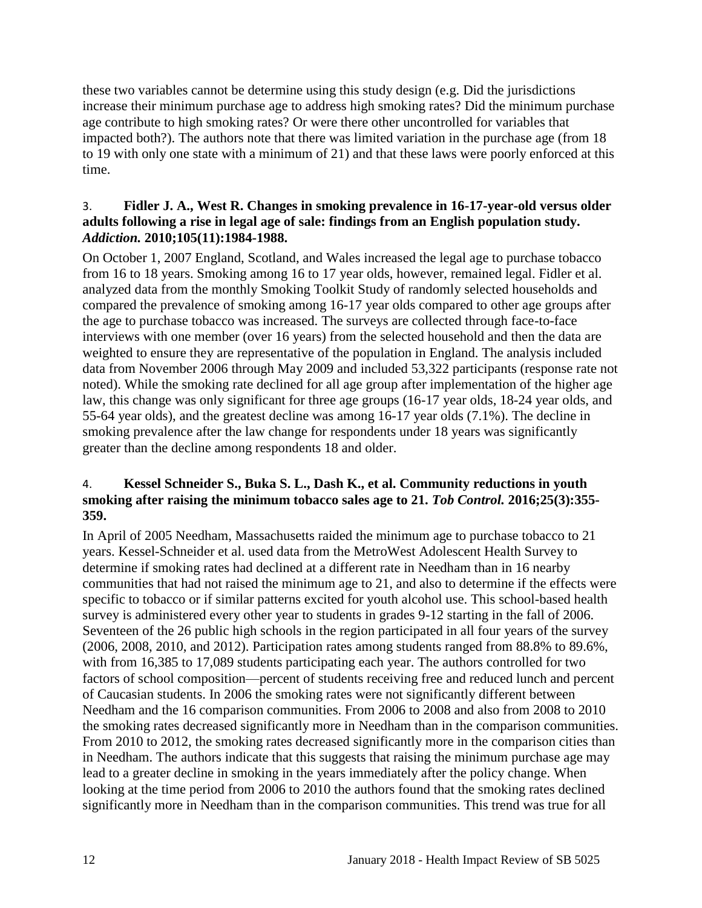these two variables cannot be determine using this study design (e.g. Did the jurisdictions increase their minimum purchase age to address high smoking rates? Did the minimum purchase age contribute to high smoking rates? Or were there other uncontrolled for variables that impacted both?). The authors note that there was limited variation in the purchase age (from 18 to 19 with only one state with a minimum of 21) and that these laws were poorly enforced at this time.

3. **Fidler J. A., West R. Changes in smoking prevalence in 16-17-year-old versus older adults following a rise in legal age of sale: findings from an English population study. *Addiction.* 2010;105(11):1984-1988.**

On October 1, 2007 England, Scotland, and Wales increased the legal age to purchase tobacco from 16 to 18 years. Smoking among 16 to 17 year olds, however, remained legal. Fidler et al. analyzed data from the monthly Smoking Toolkit Study of randomly selected households and compared the prevalence of smoking among 16-17 year olds compared to other age groups after the age to purchase tobacco was increased. The surveys are collected through face-to-face interviews with one member (over 16 years) from the selected household and then the data are weighted to ensure they are representative of the population in England. The analysis included data from November 2006 through May 2009 and included 53,322 participants (response rate not noted). While the smoking rate declined for all age group after implementation of the higher age law, this change was only significant for three age groups (16-17 year olds, 18-24 year olds, and 55-64 year olds), and the greatest decline was among 16-17 year olds (7.1%). The decline in smoking prevalence after the law change for respondents under 18 years was significantly greater than the decline among respondents 18 and older.

4. **Kessel Schneider S., Buka S. L., Dash K., et al. Community reductions in youth smoking after raising the minimum tobacco sales age to 21. *Tob Control.* 2016;25(3):355-359.**

In April of 2005 Needham, Massachusetts raided the minimum age to purchase tobacco to 21 years. Kessel-Schneider et al. used data from the MetroWest Adolescent Health Survey to determine if smoking rates had declined at a different rate in Needham than in 16 nearby communities that had not raised the minimum age to 21, and also to determine if the effects were specific to tobacco or if similar patterns excited for youth alcohol use. This school-based health survey is administered every other year to students in grades 9-12 starting in the fall of 2006. Seventeen of the 26 public high schools in the region participated in all four years of the survey (2006, 2008, 2010, and 2012). Participation rates among students ranged from 88.8% to 89.6%, with from 16,385 to 17,089 students participating each year. The authors controlled for two factors of school composition—percent of students receiving free and reduced lunch and percent of Caucasian students. In 2006 the smoking rates were not significantly different between Needham and the 16 comparison communities. From 2006 to 2008 and also from 2008 to 2010 the smoking rates decreased significantly more in Needham than in the comparison communities. From 2010 to 2012, the smoking rates decreased significantly more in the comparison cities than in Needham. The authors indicate that this suggests that raising the minimum purchase age may lead to a greater decline in smoking in the years immediately after the policy change. When looking at the time period from 2006 to 2010 the authors found that the smoking rates declined significantly more in Needham than in the comparison communities. This trend was true for all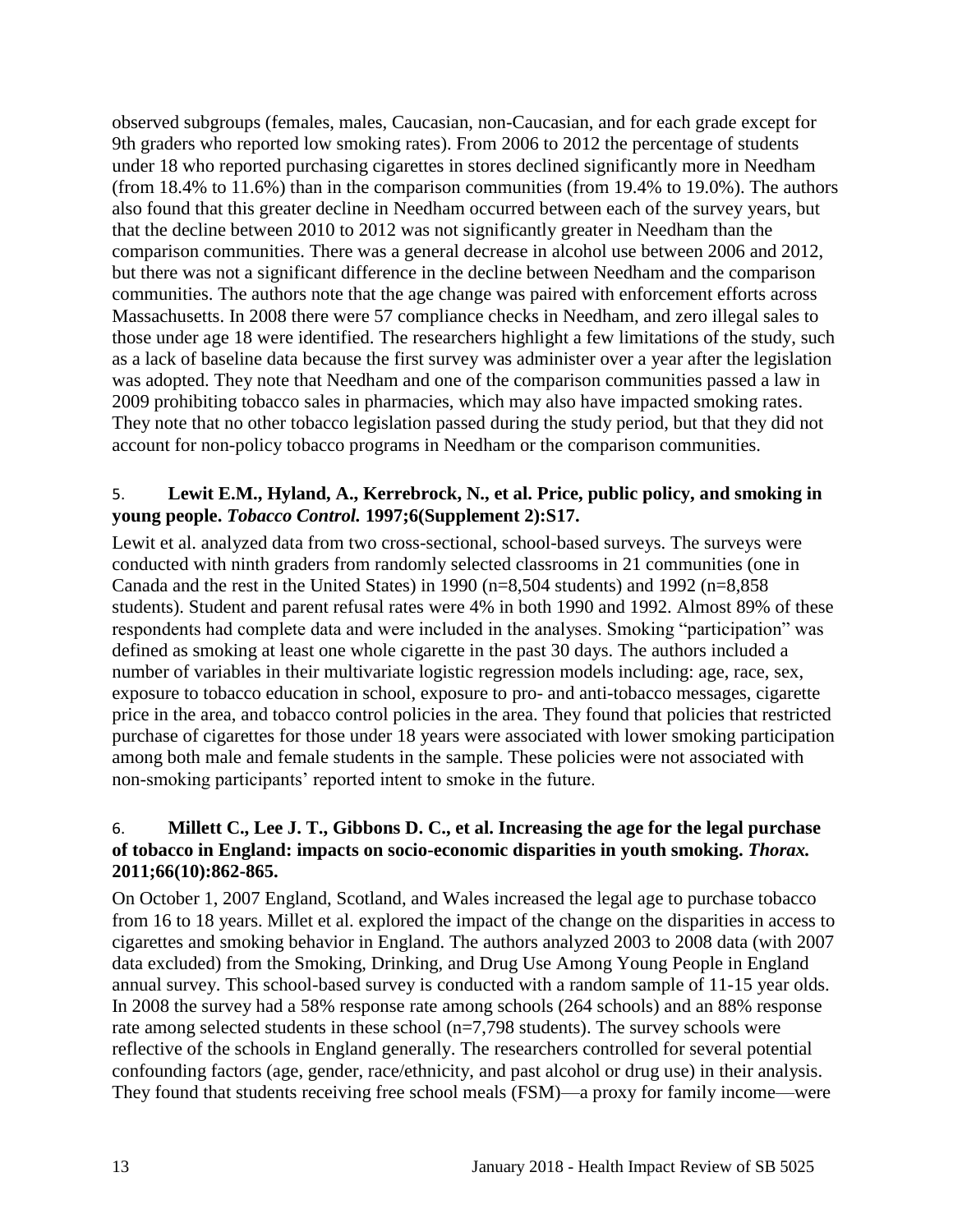observed subgroups (females, males, Caucasian, non-Caucasian, and for each grade except for 9th graders who reported low smoking rates). From 2006 to 2012 the percentage of students under 18 who reported purchasing cigarettes in stores declined significantly more in Needham (from 18.4% to 11.6%) than in the comparison communities (from 19.4% to 19.0%). The authors also found that this greater decline in Needham occurred between each of the survey years, but that the decline between 2010 to 2012 was not significantly greater in Needham than the comparison communities. There was a general decrease in alcohol use between 2006 and 2012, but there was not a significant difference in the decline between Needham and the comparison communities. The authors note that the age change was paired with enforcement efforts across Massachusetts. In 2008 there were 57 compliance checks in Needham, and zero illegal sales to those under age 18 were identified. The researchers highlight a few limitations of the study, such as a lack of baseline data because the first survey was administer over a year after the legislation was adopted. They note that Needham and one of the comparison communities passed a law in 2009 prohibiting tobacco sales in pharmacies, which may also have impacted smoking rates. They note that no other tobacco legislation passed during the study period, but that they did not account for non-policy tobacco programs in Needham or the comparison communities.

5. **Lewit E.M., Hyland, A., Kerrebrock, N., et al. Price, public policy, and smoking in young people. *Tobacco Control.* 1997;6(Supplement 2):S17.**

Lewit et al. analyzed data from two cross-sectional, school-based surveys. The surveys were conducted with ninth graders from randomly selected classrooms in 21 communities (one in Canada and the rest in the United States) in 1990 (n=8,504 students) and 1992 (n=8,858 students). Student and parent refusal rates were 4% in both 1990 and 1992. Almost 89% of these respondents had complete data and were included in the analyses. Smoking "participation" was defined as smoking at least one whole cigarette in the past 30 days. The authors included a number of variables in their multivariate logistic regression models including: age, race, sex, exposure to tobacco education in school, exposure to pro- and anti-tobacco messages, cigarette price in the area, and tobacco control policies in the area. They found that policies that restricted purchase of cigarettes for those under 18 years were associated with lower smoking participation among both male and female students in the sample. These policies were not associated with non-smoking participants' reported intent to smoke in the future.

6. **Millett C., Lee J. T., Gibbons D. C., et al. Increasing the age for the legal purchase of tobacco in England: impacts on socio-economic disparities in youth smoking. *Thorax.* 2011;66(10):862-865.**

On October 1, 2007 England, Scotland, and Wales increased the legal age to purchase tobacco from 16 to 18 years. Millet et al. explored the impact of the change on the disparities in access to cigarettes and smoking behavior in England. The authors analyzed 2003 to 2008 data (with 2007 data excluded) from the Smoking, Drinking, and Drug Use Among Young People in England annual survey. This school-based survey is conducted with a random sample of 11-15 year olds. In 2008 the survey had a 58% response rate among schools (264 schools) and an 88% response rate among selected students in these school (n=7,798 students). The survey schools were reflective of the schools in England generally. The researchers controlled for several potential confounding factors (age, gender, race/ethnicity, and past alcohol or drug use) in their analysis. They found that students receiving free school meals (FSM)—a proxy for family income—were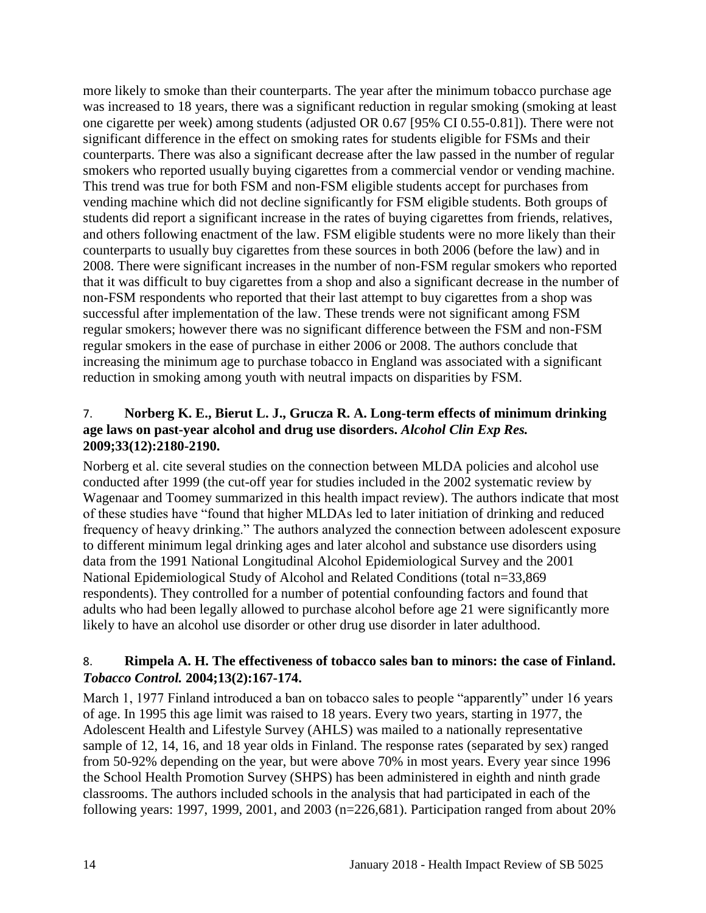more likely to smoke than their counterparts. The year after the minimum tobacco purchase age was increased to 18 years, there was a significant reduction in regular smoking (smoking at least one cigarette per week) among students (adjusted OR 0.67 [95% CI 0.55-0.81]). There were not significant difference in the effect on smoking rates for students eligible for FSMs and their counterparts. There was also a significant decrease after the law passed in the number of regular smokers who reported usually buying cigarettes from a commercial vendor or vending machine. This trend was true for both FSM and non-FSM eligible students accept for purchases from vending machine which did not decline significantly for FSM eligible students. Both groups of students did report a significant increase in the rates of buying cigarettes from friends, relatives, and others following enactment of the law. FSM eligible students were no more likely than their counterparts to usually buy cigarettes from these sources in both 2006 (before the law) and in 2008. There were significant increases in the number of non-FSM regular smokers who reported that it was difficult to buy cigarettes from a shop and also a significant decrease in the number of non-FSM respondents who reported that their last attempt to buy cigarettes from a shop was successful after implementation of the law. These trends were not significant among FSM regular smokers; however there was no significant difference between the FSM and non-FSM regular smokers in the ease of purchase in either 2006 or 2008. The authors conclude that increasing the minimum age to purchase tobacco in England was associated with a significant reduction in smoking among youth with neutral impacts on disparities by FSM.

7. **Norberg K. E., Bierut L. J., Grucza R. A. Long-term effects of minimum drinking age laws on past-year alcohol and drug use disorders.** ***Alcohol Clin Exp Res.*** **2009;33(12):2180-2190.**

Norberg et al. cite several studies on the connection between MLDA policies and alcohol use conducted after 1999 (the cut-off year for studies included in the 2002 systematic review by Wagenaar and Toomey summarized in this health impact review). The authors indicate that most of these studies have "found that higher MLDAs led to later initiation of drinking and reduced frequency of heavy drinking." The authors analyzed the connection between adolescent exposure to different minimum legal drinking ages and later alcohol and substance use disorders using data from the 1991 National Longitudinal Alcohol Epidemiological Survey and the 2001 National Epidemiological Study of Alcohol and Related Conditions (total n=33,869 respondents). They controlled for a number of potential confounding factors and found that adults who had been legally allowed to purchase alcohol before age 21 were significantly more likely to have an alcohol use disorder or other drug use disorder in later adulthood.

8. **Rimpela A. H. The effectiveness of tobacco sales ban to minors: the case of Finland.** ***Tobacco Control.*** **2004;13(2):167-174.**

March 1, 1977 Finland introduced a ban on tobacco sales to people "apparently" under 16 years of age. In 1995 this age limit was raised to 18 years. Every two years, starting in 1977, the Adolescent Health and Lifestyle Survey (AHLS) was mailed to a nationally representative sample of 12, 14, 16, and 18 year olds in Finland. The response rates (separated by sex) ranged from 50-92% depending on the year, but were above 70% in most years. Every year since 1996 the School Health Promotion Survey (SHPS) has been administered in eighth and ninth grade classrooms. The authors included schools in the analysis that had participated in each of the following years: 1997, 1999, 2001, and 2003 (n=226,681). Participation ranged from about 20%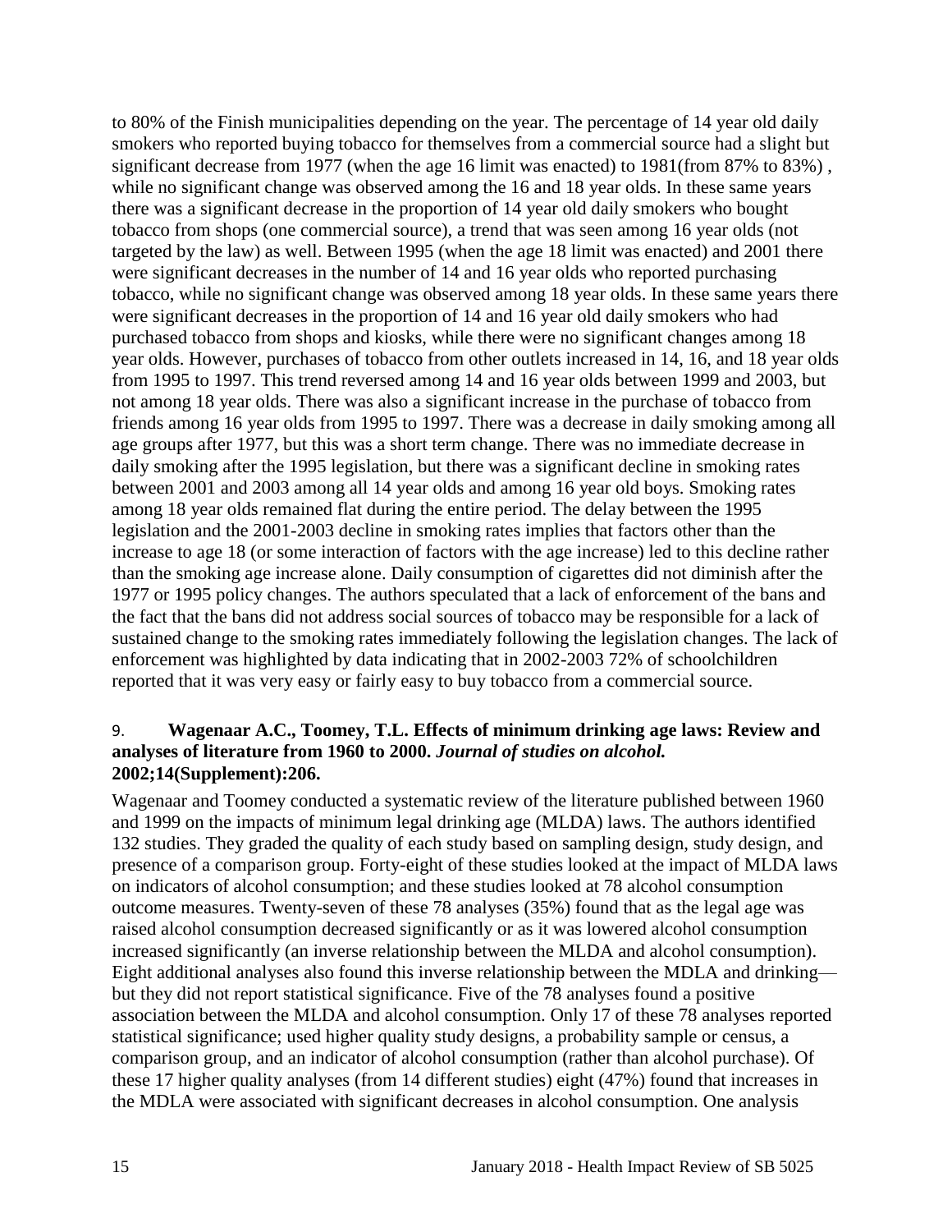to 80% of the Finish municipalities depending on the year. The percentage of 14 year old daily smokers who reported buying tobacco for themselves from a commercial source had a slight but significant decrease from 1977 (when the age 16 limit was enacted) to 1981(from 87% to 83%) , while no significant change was observed among the 16 and 18 year olds. In these same years there was a significant decrease in the proportion of 14 year old daily smokers who bought tobacco from shops (one commercial source), a trend that was seen among 16 year olds (not targeted by the law) as well. Between 1995 (when the age 18 limit was enacted) and 2001 there were significant decreases in the number of 14 and 16 year olds who reported purchasing tobacco, while no significant change was observed among 18 year olds. In these same years there were significant decreases in the proportion of 14 and 16 year old daily smokers who had purchased tobacco from shops and kiosks, while there were no significant changes among 18 year olds. However, purchases of tobacco from other outlets increased in 14, 16, and 18 year olds from 1995 to 1997. This trend reversed among 14 and 16 year olds between 1999 and 2003, but not among 18 year olds. There was also a significant increase in the purchase of tobacco from friends among 16 year olds from 1995 to 1997. There was a decrease in daily smoking among all age groups after 1977, but this was a short term change. There was no immediate decrease in daily smoking after the 1995 legislation, but there was a significant decline in smoking rates between 2001 and 2003 among all 14 year olds and among 16 year old boys. Smoking rates among 18 year olds remained flat during the entire period. The delay between the 1995 legislation and the 2001-2003 decline in smoking rates implies that factors other than the increase to age 18 (or some interaction of factors with the age increase) led to this decline rather than the smoking age increase alone. Daily consumption of cigarettes did not diminish after the 1977 or 1995 policy changes. The authors speculated that a lack of enforcement of the bans and the fact that the bans did not address social sources of tobacco may be responsible for a lack of sustained change to the smoking rates immediately following the legislation changes. The lack of enforcement was highlighted by data indicating that in 2002-2003 72% of schoolchildren reported that it was very easy or fairly easy to buy tobacco from a commercial source.

9. **Wagenaar A.C., Toomey, T.L. Effects of minimum drinking age laws: Review and analyses of literature from 1960 to 2000.** ***Journal of studies on alcohol.*** **2002;14(Supplement):206.**

Wagenaar and Toomey conducted a systematic review of the literature published between 1960 and 1999 on the impacts of minimum legal drinking age (MLDA) laws. The authors identified 132 studies. They graded the quality of each study based on sampling design, study design, and presence of a comparison group. Forty-eight of these studies looked at the impact of MLDA laws on indicators of alcohol consumption; and these studies looked at 78 alcohol consumption outcome measures. Twenty-seven of these 78 analyses (35%) found that as the legal age was raised alcohol consumption decreased significantly or as it was lowered alcohol consumption increased significantly (an inverse relationship between the MLDA and alcohol consumption). Eight additional analyses also found this inverse relationship between the MDLA and drinking—but they did not report statistical significance. Five of the 78 analyses found a positive association between the MLDA and alcohol consumption. Only 17 of these 78 analyses reported statistical significance; used higher quality study designs, a probability sample or census, a comparison group, and an indicator of alcohol consumption (rather than alcohol purchase). Of these 17 higher quality analyses (from 14 different studies) eight (47%) found that increases in the MDLA were associated with significant decreases in alcohol consumption. One analysis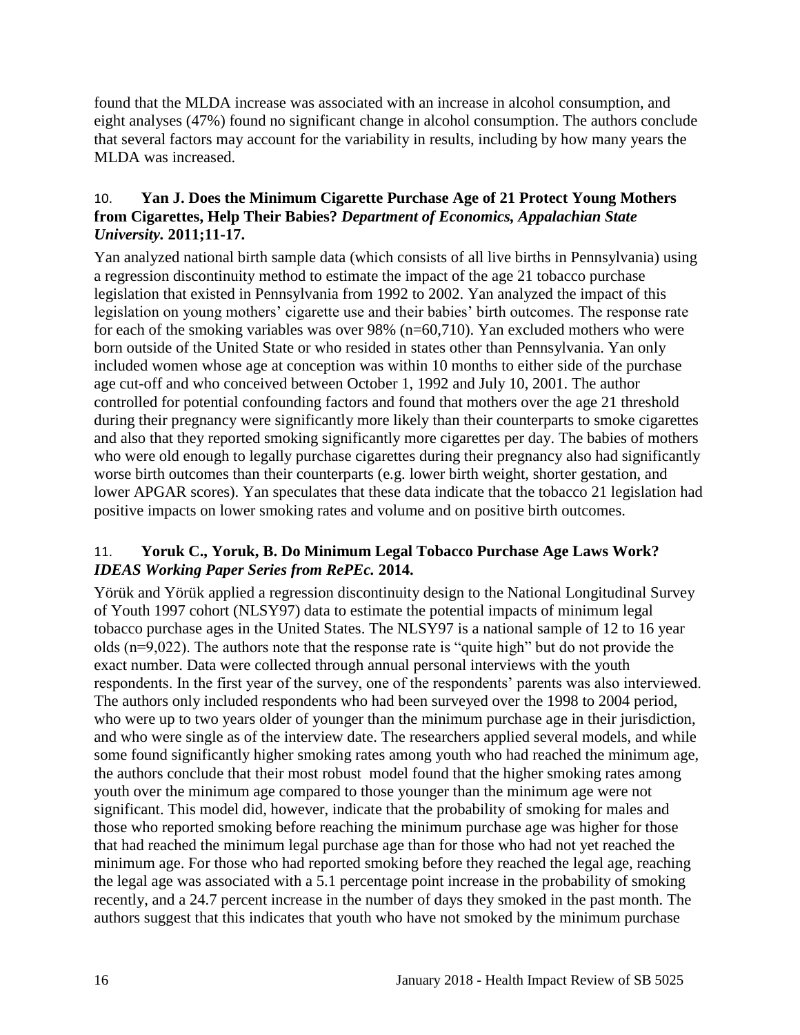found that the MLDA increase was associated with an increase in alcohol consumption, and eight analyses (47%) found no significant change in alcohol consumption. The authors conclude that several factors may account for the variability in results, including by how many years the MLDA was increased.

10. **Yan J. Does the Minimum Cigarette Purchase Age of 21 Protect Young Mothers from Cigarettes, Help Their Babies?** ***Department of Economics, Appalachian State University.*** **2011;11-17.**

Yan analyzed national birth sample data (which consists of all live births in Pennsylvania) using a regression discontinuity method to estimate the impact of the age 21 tobacco purchase legislation that existed in Pennsylvania from 1992 to 2002. Yan analyzed the impact of this legislation on young mothers' cigarette use and their babies' birth outcomes. The response rate for each of the smoking variables was over 98% (n=60,710). Yan excluded mothers who were born outside of the United State or who resided in states other than Pennsylvania. Yan only included women whose age at conception was within 10 months to either side of the purchase age cut-off and who conceived between October 1, 1992 and July 10, 2001. The author controlled for potential confounding factors and found that mothers over the age 21 threshold during their pregnancy were significantly more likely than their counterparts to smoke cigarettes and also that they reported smoking significantly more cigarettes per day. The babies of mothers who were old enough to legally purchase cigarettes during their pregnancy also had significantly worse birth outcomes than their counterparts (e.g. lower birth weight, shorter gestation, and lower APGAR scores). Yan speculates that these data indicate that the tobacco 21 legislation had positive impacts on lower smoking rates and volume and on positive birth outcomes.

11. **Yoruk C., Yoruk, B. Do Minimum Legal Tobacco Purchase Age Laws Work?** ***IDEAS Working Paper Series from RePEc.*** **2014.**

Yörük and Yörük applied a regression discontinuity design to the National Longitudinal Survey of Youth 1997 cohort (NLSY97) data to estimate the potential impacts of minimum legal tobacco purchase ages in the United States. The NLSY97 is a national sample of 12 to 16 year olds (n=9,022). The authors note that the response rate is "quite high" but do not provide the exact number. Data were collected through annual personal interviews with the youth respondents. In the first year of the survey, one of the respondents' parents was also interviewed. The authors only included respondents who had been surveyed over the 1998 to 2004 period, who were up to two years older of younger than the minimum purchase age in their jurisdiction, and who were single as of the interview date. The researchers applied several models, and while some found significantly higher smoking rates among youth who had reached the minimum age, the authors conclude that their most robust model found that the higher smoking rates among youth over the minimum age compared to those younger than the minimum age were not significant. This model did, however, indicate that the probability of smoking for males and those who reported smoking before reaching the minimum purchase age was higher for those that had reached the minimum legal purchase age than for those who had not yet reached the minimum age. For those who had reported smoking before they reached the legal age, reaching the legal age was associated with a 5.1 percentage point increase in the probability of smoking recently, and a 24.7 percent increase in the number of days they smoked in the past month. The authors suggest that this indicates that youth who have not smoked by the minimum purchase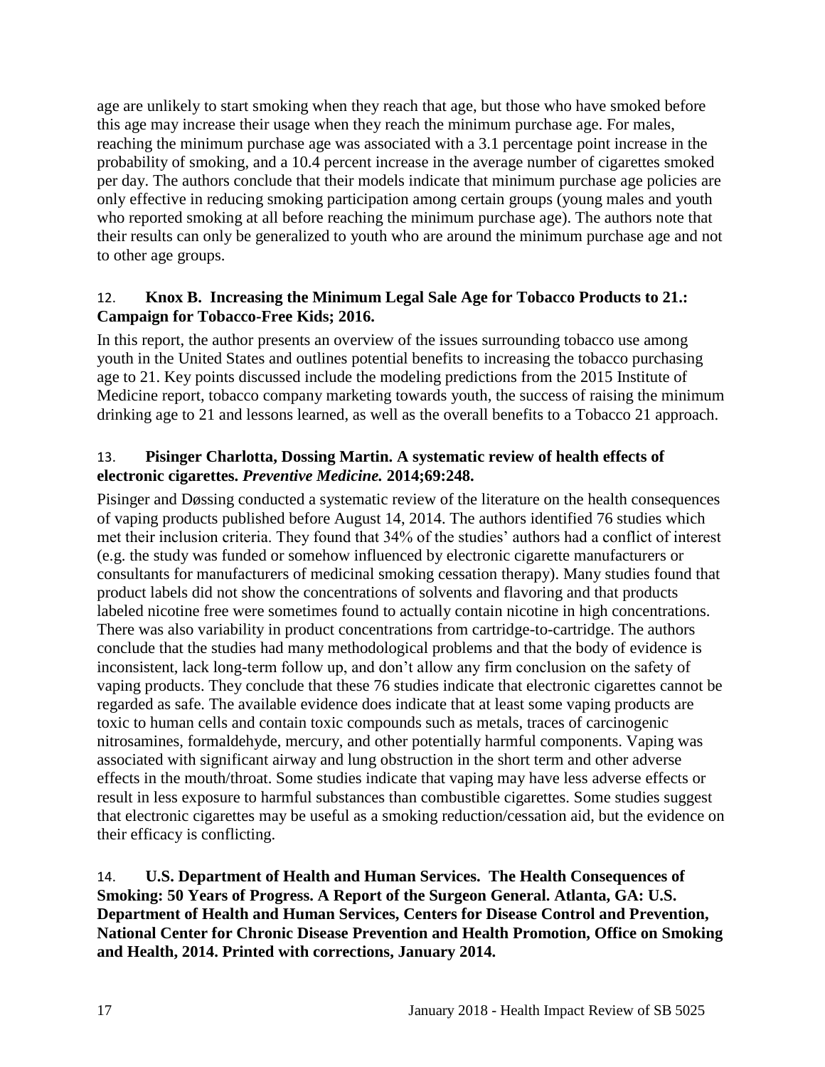age are unlikely to start smoking when they reach that age, but those who have smoked before this age may increase their usage when they reach the minimum purchase age. For males, reaching the minimum purchase age was associated with a 3.1 percentage point increase in the probability of smoking, and a 10.4 percent increase in the average number of cigarettes smoked per day. The authors conclude that their models indicate that minimum purchase age policies are only effective in reducing smoking participation among certain groups (young males and youth who reported smoking at all before reaching the minimum purchase age). The authors note that their results can only be generalized to youth who are around the minimum purchase age and not to other age groups.

12. **Knox B. Increasing the Minimum Legal Sale Age for Tobacco Products to 21.: Campaign for Tobacco-Free Kids; 2016.**

In this report, the author presents an overview of the issues surrounding tobacco use among youth in the United States and outlines potential benefits to increasing the tobacco purchasing age to 21. Key points discussed include the modeling predictions from the 2015 Institute of Medicine report, tobacco company marketing towards youth, the success of raising the minimum drinking age to 21 and lessons learned, as well as the overall benefits to a Tobacco 21 approach.

13. **Pisinger Charlotta, Dossing Martin. A systematic review of health effects of electronic cigarettes. *Preventive Medicine.* 2014;69:248.**

Pisinger and Døssing conducted a systematic review of the literature on the health consequences of vaping products published before August 14, 2014. The authors identified 76 studies which met their inclusion criteria. They found that 34% of the studies' authors had a conflict of interest (e.g. the study was funded or somehow influenced by electronic cigarette manufacturers or consultants for manufacturers of medicinal smoking cessation therapy). Many studies found that product labels did not show the concentrations of solvents and flavoring and that products labeled nicotine free were sometimes found to actually contain nicotine in high concentrations. There was also variability in product concentrations from cartridge-to-cartridge. The authors conclude that the studies had many methodological problems and that the body of evidence is inconsistent, lack long-term follow up, and don't allow any firm conclusion on the safety of vaping products. They conclude that these 76 studies indicate that electronic cigarettes cannot be regarded as safe. The available evidence does indicate that at least some vaping products are toxic to human cells and contain toxic compounds such as metals, traces of carcinogenic nitrosamines, formaldehyde, mercury, and other potentially harmful components. Vaping was associated with significant airway and lung obstruction in the short term and other adverse effects in the mouth/throat. Some studies indicate that vaping may have less adverse effects or result in less exposure to harmful substances than combustible cigarettes. Some studies suggest that electronic cigarettes may be useful as a smoking reduction/cessation aid, but the evidence on their efficacy is conflicting.

14. **U.S. Department of Health and Human Services. The Health Consequences of Smoking: 50 Years of Progress. A Report of the Surgeon General. Atlanta, GA: U.S. Department of Health and Human Services, Centers for Disease Control and Prevention, National Center for Chronic Disease Prevention and Health Promotion, Office on Smoking and Health, 2014. Printed with corrections, January 2014.**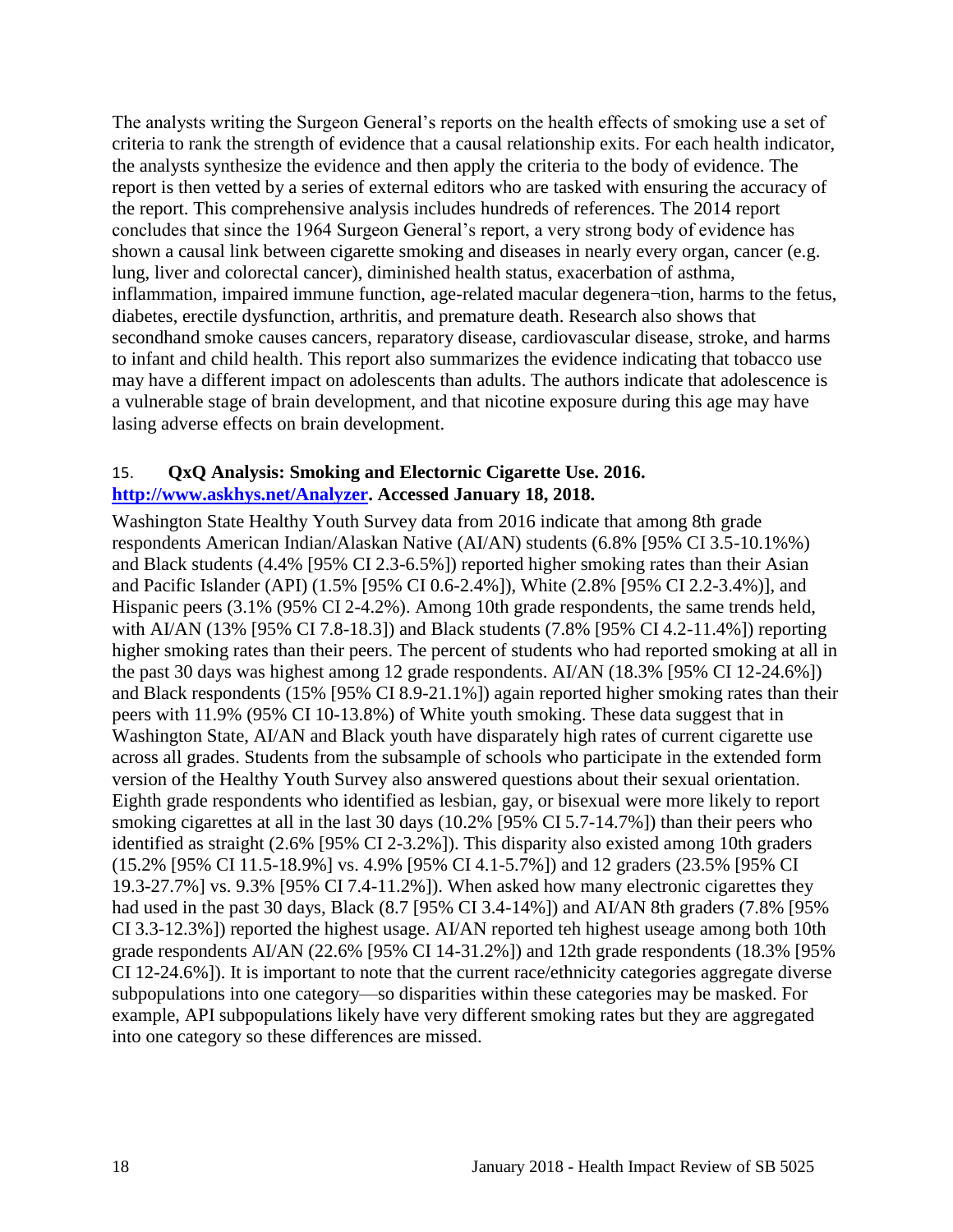The analysts writing the Surgeon General's reports on the health effects of smoking use a set of criteria to rank the strength of evidence that a causal relationship exits. For each health indicator, the analysts synthesize the evidence and then apply the criteria to the body of evidence. The report is then vetted by a series of external editors who are tasked with ensuring the accuracy of the report. This comprehensive analysis includes hundreds of references. The 2014 report concludes that since the 1964 Surgeon General's report, a very strong body of evidence has shown a causal link between cigarette smoking and diseases in nearly every organ, cancer (e.g. lung, liver and colorectal cancer), diminished health status, exacerbation of asthma, inflammation, impaired immune function, age-related macular degenera¬tion, harms to the fetus, diabetes, erectile dysfunction, arthritis, and premature death. Research also shows that secondhand smoke causes cancers, reparatory disease, cardiovascular disease, stroke, and harms to infant and child health. This report also summarizes the evidence indicating that tobacco use may have a different impact on adolescents than adults. The authors indicate that adolescence is a vulnerable stage of brain development, and that nicotine exposure during this age may have lasing adverse effects on brain development.

15. **QxQ Analysis: Smoking and Electornic Cigarette Use. 2016. [http://www.askhys.net/Analyzer](http://www.askhys.net/Analyzer). Accessed January 18, 2018.**

Washington State Healthy Youth Survey data from 2016 indicate that among 8th grade respondents American Indian/Alaskan Native (AI/AN) students (6.8% [95% CI 3.5-10.1%%) and Black students (4.4% [95% CI 2.3-6.5%]) reported higher smoking rates than their Asian and Pacific Islander (API) (1.5% [95% CI 0.6-2.4%]), White (2.8% [95% CI 2.2-3.4%)], and Hispanic peers (3.1% (95% CI 2-4.2%). Among 10th grade respondents, the same trends held, with AI/AN (13% [95% CI 7.8-18.3]) and Black students (7.8% [95% CI 4.2-11.4%]) reporting higher smoking rates than their peers. The percent of students who had reported smoking at all in the past 30 days was highest among 12 grade respondents. AI/AN (18.3% [95% CI 12-24.6%]) and Black respondents (15% [95% CI 8.9-21.1%]) again reported higher smoking rates than their peers with 11.9% (95% CI 10-13.8%) of White youth smoking. These data suggest that in Washington State, AI/AN and Black youth have disparately high rates of current cigarette use across all grades. Students from the subsample of schools who participate in the extended form version of the Healthy Youth Survey also answered questions about their sexual orientation. Eighth grade respondents who identified as lesbian, gay, or bisexual were more likely to report smoking cigarettes at all in the last 30 days (10.2% [95% CI 5.7-14.7%]) than their peers who identified as straight (2.6% [95% CI 2-3.2%]). This disparity also existed among 10th graders (15.2% [95% CI 11.5-18.9%] vs. 4.9% [95% CI 4.1-5.7%]) and 12 graders (23.5% [95% CI 19.3-27.7%] vs. 9.3% [95% CI 7.4-11.2%]). When asked how many electronic cigarettes they had used in the past 30 days, Black (8.7 [95% CI 3.4-14%]) and AI/AN 8th graders (7.8% [95% CI 3.3-12.3%]) reported the highest usage. AI/AN reported teh highest useage among both 10th grade respondents AI/AN (22.6% [95% CI 14-31.2%]) and 12th grade respondents (18.3% [95% CI 12-24.6%]). It is important to note that the current race/ethnicity categories aggregate diverse subpopulations into one category—so disparities within these categories may be masked. For example, API subpopulations likely have very different smoking rates but they are aggregated into one category so these differences are missed.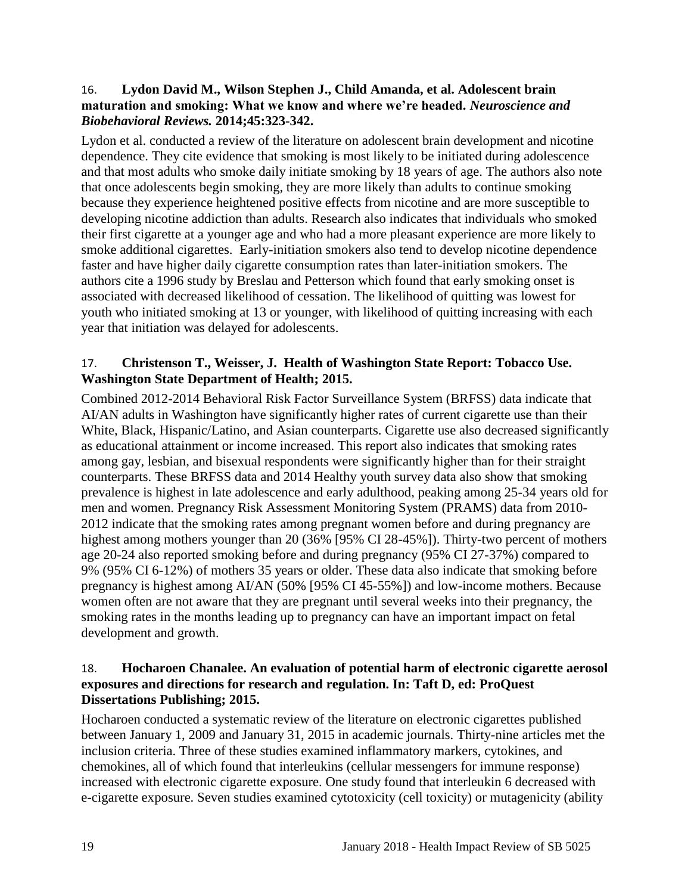16. **Lydon David M., Wilson Stephen J., Child Amanda, et al. Adolescent brain maturation and smoking: What we know and where we're headed.** ***Neuroscience and Biobehavioral Reviews.*** **2014;45:323-342.**

Lydon et al. conducted a review of the literature on adolescent brain development and nicotine dependence. They cite evidence that smoking is most likely to be initiated during adolescence and that most adults who smoke daily initiate smoking by 18 years of age. The authors also note that once adolescents begin smoking, they are more likely than adults to continue smoking because they experience heightened positive effects from nicotine and are more susceptible to developing nicotine addiction than adults. Research also indicates that individuals who smoked their first cigarette at a younger age and who had a more pleasant experience are more likely to smoke additional cigarettes. Early-initiation smokers also tend to develop nicotine dependence faster and have higher daily cigarette consumption rates than later-initiation smokers. The authors cite a 1996 study by Breslau and Petterson which found that early smoking onset is associated with decreased likelihood of cessation. The likelihood of quitting was lowest for youth who initiated smoking at 13 or younger, with likelihood of quitting increasing with each year that initiation was delayed for adolescents.

17. **Christenson T., Weisser, J. Health of Washington State Report: Tobacco Use. Washington State Department of Health; 2015.**

Combined 2012-2014 Behavioral Risk Factor Surveillance System (BRFSS) data indicate that AI/AN adults in Washington have significantly higher rates of current cigarette use than their White, Black, Hispanic/Latino, and Asian counterparts. Cigarette use also decreased significantly as educational attainment or income increased. This report also indicates that smoking rates among gay, lesbian, and bisexual respondents were significantly higher than for their straight counterparts. These BRFSS data and 2014 Healthy youth survey data also show that smoking prevalence is highest in late adolescence and early adulthood, peaking among 25-34 years old for men and women. Pregnancy Risk Assessment Monitoring System (PRAMS) data from 2010-2012 indicate that the smoking rates among pregnant women before and during pregnancy are highest among mothers younger than 20 (36% [95% CI 28-45%]). Thirty-two percent of mothers age 20-24 also reported smoking before and during pregnancy (95% CI 27-37%) compared to 9% (95% CI 6-12%) of mothers 35 years or older. These data also indicate that smoking before pregnancy is highest among AI/AN (50% [95% CI 45-55%]) and low-income mothers. Because women often are not aware that they are pregnant until several weeks into their pregnancy, the smoking rates in the months leading up to pregnancy can have an important impact on fetal development and growth.

18. **Hocharoen Chanalee. An evaluation of potential harm of electronic cigarette aerosol exposures and directions for research and regulation. In: Taft D, ed: ProQuest Dissertations Publishing; 2015.**

Hocharoen conducted a systematic review of the literature on electronic cigarettes published between January 1, 2009 and January 31, 2015 in academic journals. Thirty-nine articles met the inclusion criteria. Three of these studies examined inflammatory markers, cytokines, and chemokines, all of which found that interleukins (cellular messengers for immune response) increased with electronic cigarette exposure. One study found that interleukin 6 decreased with e-cigarette exposure. Seven studies examined cytotoxicity (cell toxicity) or mutagenicity (ability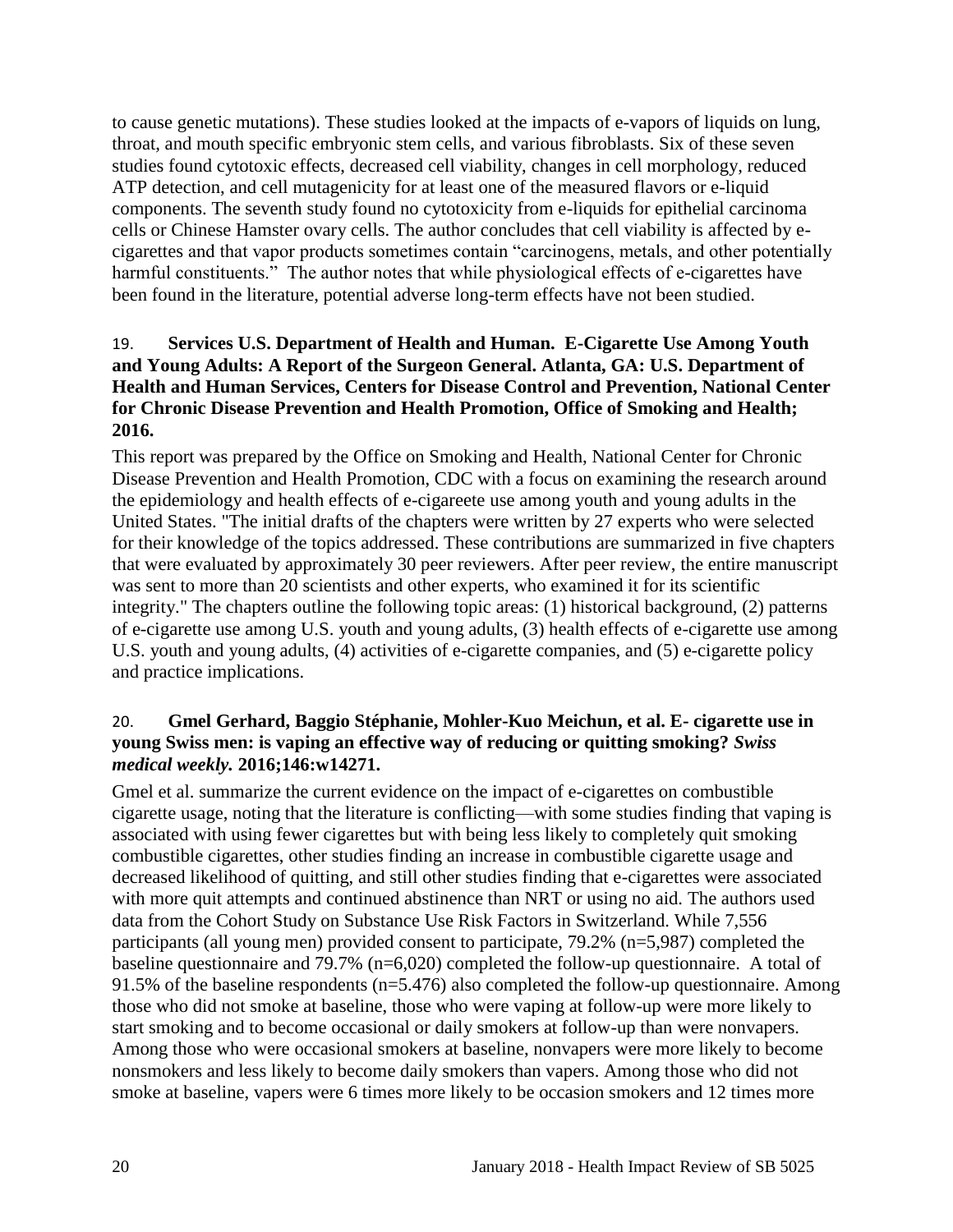to cause genetic mutations). These studies looked at the impacts of e-vapors of liquids on lung, throat, and mouth specific embryonic stem cells, and various fibroblasts. Six of these seven studies found cytotoxic effects, decreased cell viability, changes in cell morphology, reduced ATP detection, and cell mutagenicity for at least one of the measured flavors or e-liquid components. The seventh study found no cytotoxicity from e-liquids for epithelial carcinoma cells or Chinese Hamster ovary cells. The author concludes that cell viability is affected by e-cigarettes and that vapor products sometimes contain "carcinogens, metals, and other potentially harmful constituents." The author notes that while physiological effects of e-cigarettes have been found in the literature, potential adverse long-term effects have not been studied.

19. **Services U.S. Department of Health and Human. E-Cigarette Use Among Youth and Young Adults: A Report of the Surgeon General. Atlanta, GA: U.S. Department of Health and Human Services, Centers for Disease Control and Prevention, National Center for Chronic Disease Prevention and Health Promotion, Office of Smoking and Health; 2016.**

This report was prepared by the Office on Smoking and Health, National Center for Chronic Disease Prevention and Health Promotion, CDC with a focus on examining the research around the epidemiology and health effects of e-cigareete use among youth and young adults in the United States. "The initial drafts of the chapters were written by 27 experts who were selected for their knowledge of the topics addressed. These contributions are summarized in five chapters that were evaluated by approximately 30 peer reviewers. After peer review, the entire manuscript was sent to more than 20 scientists and other experts, who examined it for its scientific integrity." The chapters outline the following topic areas: (1) historical background, (2) patterns of e-cigarette use among U.S. youth and young adults, (3) health effects of e-cigarette use among U.S. youth and young adults, (4) activities of e-cigarette companies, and (5) e-cigarette policy and practice implications.

20. **Gmel Gerhard, Baggio Stéphanie, Mohler-Kuo Meichun, et al. E- cigarette use in young Swiss men: is vaping an effective way of reducing or quitting smoking?** ***Swiss medical weekly.*** **2016;146:w14271.**

Gmel et al. summarize the current evidence on the impact of e-cigarettes on combustible cigarette usage, noting that the literature is conflicting—with some studies finding that vaping is associated with using fewer cigarettes but with being less likely to completely quit smoking combustible cigarettes, other studies finding an increase in combustible cigarette usage and decreased likelihood of quitting, and still other studies finding that e-cigarettes were associated with more quit attempts and continued abstinence than NRT or using no aid. The authors used data from the Cohort Study on Substance Use Risk Factors in Switzerland. While 7,556 participants (all young men) provided consent to participate, 79.2% (n=5,987) completed the baseline questionnaire and 79.7% (n=6,020) completed the follow-up questionnaire. A total of 91.5% of the baseline respondents (n=5.476) also completed the follow-up questionnaire. Among those who did not smoke at baseline, those who were vaping at follow-up were more likely to start smoking and to become occasional or daily smokers at follow-up than were nonvapers. Among those who were occasional smokers at baseline, nonvapers were more likely to become nonsmokers and less likely to become daily smokers than vapers. Among those who did not smoke at baseline, vapers were 6 times more likely to be occasion smokers and 12 times more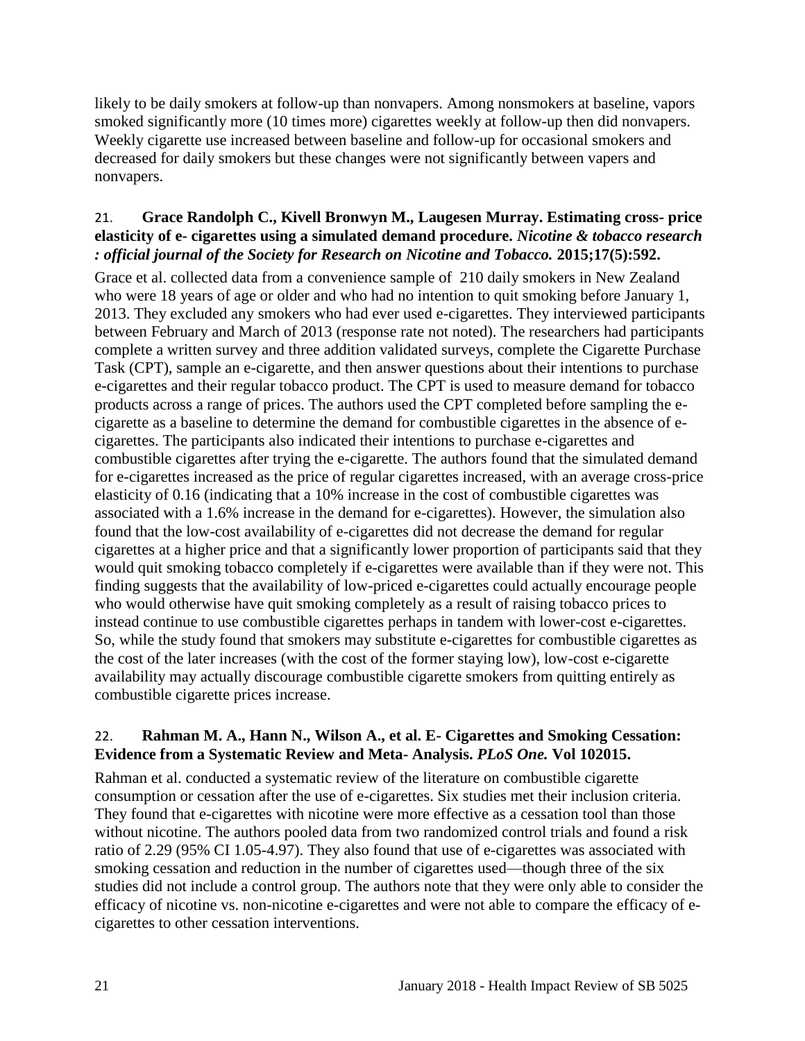likely to be daily smokers at follow-up than nonvapers. Among nonsmokers at baseline, vapors smoked significantly more (10 times more) cigarettes weekly at follow-up then did nonvapers. Weekly cigarette use increased between baseline and follow-up for occasional smokers and decreased for daily smokers but these changes were not significantly between vapers and nonvapers.

21. **Grace Randolph C., Kivell Bronwyn M., Laugesen Murray. Estimating cross- price elasticity of e- cigarettes using a simulated demand procedure. *Nicotine & tobacco research : official journal of the Society for Research on Nicotine and Tobacco.* 2015;17(5):592.**

Grace et al. collected data from a convenience sample of 210 daily smokers in New Zealand who were 18 years of age or older and who had no intention to quit smoking before January 1, 2013. They excluded any smokers who had ever used e-cigarettes. They interviewed participants between February and March of 2013 (response rate not noted). The researchers had participants complete a written survey and three addition validated surveys, complete the Cigarette Purchase Task (CPT), sample an e-cigarette, and then answer questions about their intentions to purchase e-cigarettes and their regular tobacco product. The CPT is used to measure demand for tobacco products across a range of prices. The authors used the CPT completed before sampling the e-cigarette as a baseline to determine the demand for combustible cigarettes in the absence of e-cigarettes. The participants also indicated their intentions to purchase e-cigarettes and combustible cigarettes after trying the e-cigarette. The authors found that the simulated demand for e-cigarettes increased as the price of regular cigarettes increased, with an average cross-price elasticity of 0.16 (indicating that a 10% increase in the cost of combustible cigarettes was associated with a 1.6% increase in the demand for e-cigarettes). However, the simulation also found that the low-cost availability of e-cigarettes did not decrease the demand for regular cigarettes at a higher price and that a significantly lower proportion of participants said that they would quit smoking tobacco completely if e-cigarettes were available than if they were not. This finding suggests that the availability of low-priced e-cigarettes could actually encourage people who would otherwise have quit smoking completely as a result of raising tobacco prices to instead continue to use combustible cigarettes perhaps in tandem with lower-cost e-cigarettes. So, while the study found that smokers may substitute e-cigarettes for combustible cigarettes as the cost of the later increases (with the cost of the former staying low), low-cost e-cigarette availability may actually discourage combustible cigarette smokers from quitting entirely as combustible cigarette prices increase.

22. **Rahman M. A., Hann N., Wilson A., et al. E- Cigarettes and Smoking Cessation: Evidence from a Systematic Review and Meta- Analysis. *PLoS One.* Vol 102015.**

Rahman et al. conducted a systematic review of the literature on combustible cigarette consumption or cessation after the use of e-cigarettes. Six studies met their inclusion criteria. They found that e-cigarettes with nicotine were more effective as a cessation tool than those without nicotine. The authors pooled data from two randomized control trials and found a risk ratio of 2.29 (95% CI 1.05-4.97). They also found that use of e-cigarettes was associated with smoking cessation and reduction in the number of cigarettes used—though three of the six studies did not include a control group. The authors note that they were only able to consider the efficacy of nicotine vs. non-nicotine e-cigarettes and were not able to compare the efficacy of e-cigarettes to other cessation interventions.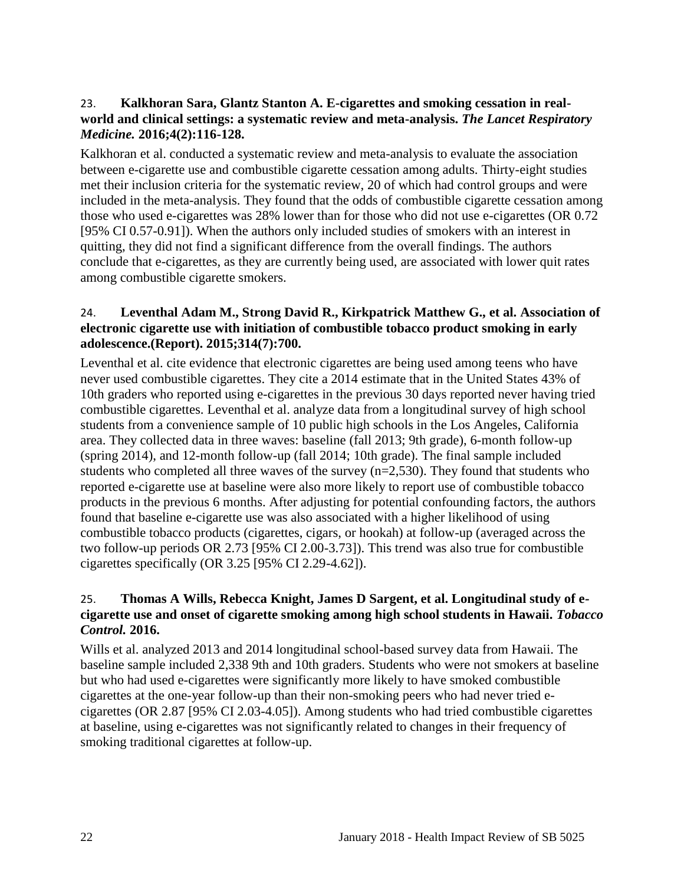23. **Kalkhoran Sara, Glantz Stanton A. E-cigarettes and smoking cessation in real-world and clinical settings: a systematic review and meta-analysis.** ***The Lancet Respiratory Medicine.*** **2016;4(2):116-128.**

Kalkhoran et al. conducted a systematic review and meta-analysis to evaluate the association between e-cigarette use and combustible cigarette cessation among adults. Thirty-eight studies met their inclusion criteria for the systematic review, 20 of which had control groups and were included in the meta-analysis. They found that the odds of combustible cigarette cessation among those who used e-cigarettes was 28% lower than for those who did not use e-cigarettes (OR 0.72 [95% CI 0.57-0.91]). When the authors only included studies of smokers with an interest in quitting, they did not find a significant difference from the overall findings. The authors conclude that e-cigarettes, as they are currently being used, are associated with lower quit rates among combustible cigarette smokers.

24. **Leventhal Adam M., Strong David R., Kirkpatrick Matthew G., et al. Association of electronic cigarette use with initiation of combustible tobacco product smoking in early adolescence.(Report). 2015;314(7):700.**

Leventhal et al. cite evidence that electronic cigarettes are being used among teens who have never used combustible cigarettes. They cite a 2014 estimate that in the United States 43% of 10th graders who reported using e-cigarettes in the previous 30 days reported never having tried combustible cigarettes. Leventhal et al. analyze data from a longitudinal survey of high school students from a convenience sample of 10 public high schools in the Los Angeles, California area. They collected data in three waves: baseline (fall 2013; 9th grade), 6-month follow-up (spring 2014), and 12-month follow-up (fall 2014; 10th grade). The final sample included students who completed all three waves of the survey (n=2,530). They found that students who reported e-cigarette use at baseline were also more likely to report use of combustible tobacco products in the previous 6 months. After adjusting for potential confounding factors, the authors found that baseline e-cigarette use was also associated with a higher likelihood of using combustible tobacco products (cigarettes, cigars, or hookah) at follow-up (averaged across the two follow-up periods OR 2.73 [95% CI 2.00-3.73]). This trend was also true for combustible cigarettes specifically (OR 3.25 [95% CI 2.29-4.62]).

25. **Thomas A Wills, Rebecca Knight, James D Sargent, et al. Longitudinal study of e-cigarette use and onset of cigarette smoking among high school students in Hawaii.** ***Tobacco Control.*** **2016.**

Wills et al. analyzed 2013 and 2014 longitudinal school-based survey data from Hawaii. The baseline sample included 2,338 9th and 10th graders. Students who were not smokers at baseline but who had used e-cigarettes were significantly more likely to have smoked combustible cigarettes at the one-year follow-up than their non-smoking peers who had never tried e-cigarettes (OR 2.87 [95% CI 2.03-4.05]). Among students who had tried combustible cigarettes at baseline, using e-cigarettes was not significantly related to changes in their frequency of smoking traditional cigarettes at follow-up.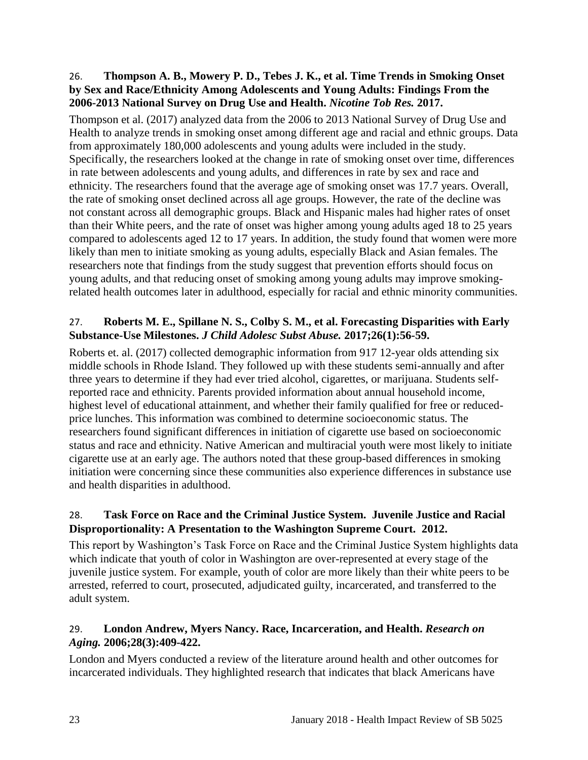26. **Thompson A. B., Mowery P. D., Tebes J. K., et al. Time Trends in Smoking Onset by Sex and Race/Ethnicity Among Adolescents and Young Adults: Findings From the 2006-2013 National Survey on Drug Use and Health.** ***Nicotine Tob Res.*** **2017.**

Thompson et al. (2017) analyzed data from the 2006 to 2013 National Survey of Drug Use and Health to analyze trends in smoking onset among different age and racial and ethnic groups. Data from approximately 180,000 adolescents and young adults were included in the study. Specifically, the researchers looked at the change in rate of smoking onset over time, differences in rate between adolescents and young adults, and differences in rate by sex and race and ethnicity. The researchers found that the average age of smoking onset was 17.7 years. Overall, the rate of smoking onset declined across all age groups. However, the rate of the decline was not constant across all demographic groups. Black and Hispanic males had higher rates of onset than their White peers, and the rate of onset was higher among young adults aged 18 to 25 years compared to adolescents aged 12 to 17 years. In addition, the study found that women were more likely than men to initiate smoking as young adults, especially Black and Asian females. The researchers note that findings from the study suggest that prevention efforts should focus on young adults, and that reducing onset of smoking among young adults may improve smoking-related health outcomes later in adulthood, especially for racial and ethnic minority communities.

27. **Roberts M. E., Spillane N. S., Colby S. M., et al. Forecasting Disparities with Early Substance-Use Milestones.** ***J Child Adolesc Subst Abuse.*** **2017;26(1):56-59.**

Roberts et. al. (2017) collected demographic information from 917 12-year olds attending six middle schools in Rhode Island. They followed up with these students semi-annually and after three years to determine if they had ever tried alcohol, cigarettes, or marijuana. Students self-reported race and ethnicity. Parents provided information about annual household income, highest level of educational attainment, and whether their family qualified for free or reduced-price lunches. This information was combined to determine socioeconomic status. The researchers found significant differences in initiation of cigarette use based on socioeconomic status and race and ethnicity. Native American and multiracial youth were most likely to initiate cigarette use at an early age. The authors noted that these group-based differences in smoking initiation were concerning since these communities also experience differences in substance use and health disparities in adulthood.

28. **Task Force on Race and the Criminal Justice System. Juvenile Justice and Racial Disproportionality: A Presentation to the Washington Supreme Court. 2012.**

This report by Washington's Task Force on Race and the Criminal Justice System highlights data which indicate that youth of color in Washington are over-represented at every stage of the juvenile justice system. For example, youth of color are more likely than their white peers to be arrested, referred to court, prosecuted, adjudicated guilty, incarcerated, and transferred to the adult system.

29. **London Andrew, Myers Nancy. Race, Incarceration, and Health.** ***Research on Aging.*** **2006;28(3):409-422.**

London and Myers conducted a review of the literature around health and other outcomes for incarcerated individuals. They highlighted research that indicates that black Americans have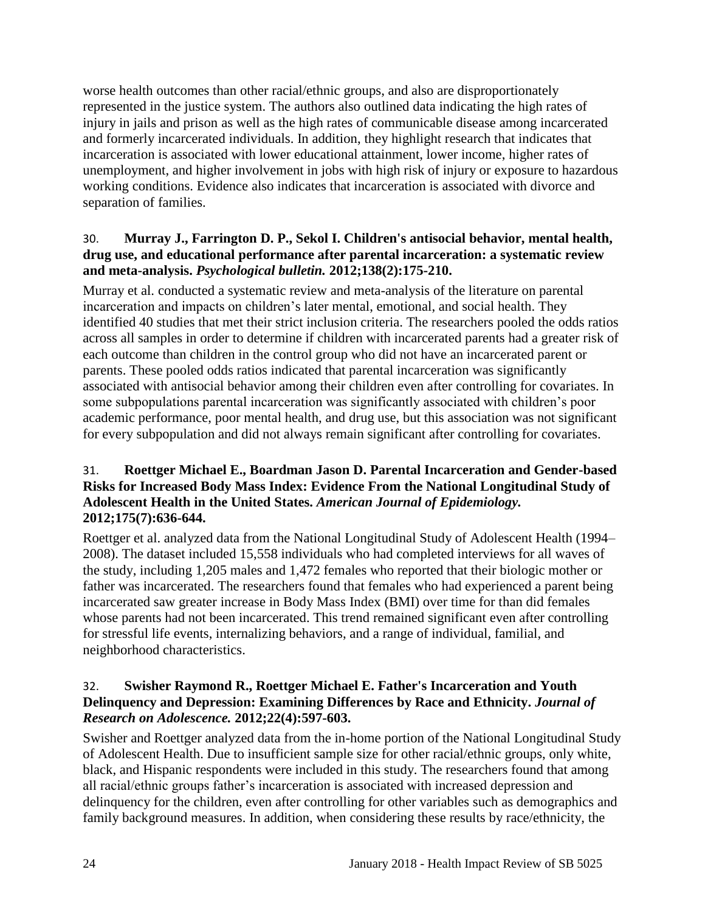worse health outcomes than other racial/ethnic groups, and also are disproportionately represented in the justice system. The authors also outlined data indicating the high rates of injury in jails and prison as well as the high rates of communicable disease among incarcerated and formerly incarcerated individuals. In addition, they highlight research that indicates that incarceration is associated with lower educational attainment, lower income, higher rates of unemployment, and higher involvement in jobs with high risk of injury or exposure to hazardous working conditions. Evidence also indicates that incarceration is associated with divorce and separation of families.

30. **Murray J., Farrington D. P., Sekol I. Children's antisocial behavior, mental health, drug use, and educational performance after parental incarceration: a systematic review and meta-analysis.** ***Psychological bulletin.*** **2012;138(2):175-210.**

Murray et al. conducted a systematic review and meta-analysis of the literature on parental incarceration and impacts on children's later mental, emotional, and social health. They identified 40 studies that met their strict inclusion criteria. The researchers pooled the odds ratios across all samples in order to determine if children with incarcerated parents had a greater risk of each outcome than children in the control group who did not have an incarcerated parent or parents. These pooled odds ratios indicated that parental incarceration was significantly associated with antisocial behavior among their children even after controlling for covariates. In some subpopulations parental incarceration was significantly associated with children's poor academic performance, poor mental health, and drug use, but this association was not significant for every subpopulation and did not always remain significant after controlling for covariates.

31. **Roettger Michael E., Boardman Jason D. Parental Incarceration and Gender-based Risks for Increased Body Mass Index: Evidence From the National Longitudinal Study of Adolescent Health in the United States.** ***American Journal of Epidemiology.*** **2012;175(7):636-644.**

Roettger et al. analyzed data from the National Longitudinal Study of Adolescent Health (1994–2008). The dataset included 15,558 individuals who had completed interviews for all waves of the study, including 1,205 males and 1,472 females who reported that their biologic mother or father was incarcerated. The researchers found that females who had experienced a parent being incarcerated saw greater increase in Body Mass Index (BMI) over time for than did females whose parents had not been incarcerated. This trend remained significant even after controlling for stressful life events, internalizing behaviors, and a range of individual, familial, and neighborhood characteristics.

32. **Swisher Raymond R., Roettger Michael E. Father's Incarceration and Youth Delinquency and Depression: Examining Differences by Race and Ethnicity.** ***Journal of Research on Adolescence.*** **2012;22(4):597-603.**

Swisher and Roettger analyzed data from the in-home portion of the National Longitudinal Study of Adolescent Health. Due to insufficient sample size for other racial/ethnic groups, only white, black, and Hispanic respondents were included in this study. The researchers found that among all racial/ethnic groups father's incarceration is associated with increased depression and delinquency for the children, even after controlling for other variables such as demographics and family background measures. In addition, when considering these results by race/ethnicity, the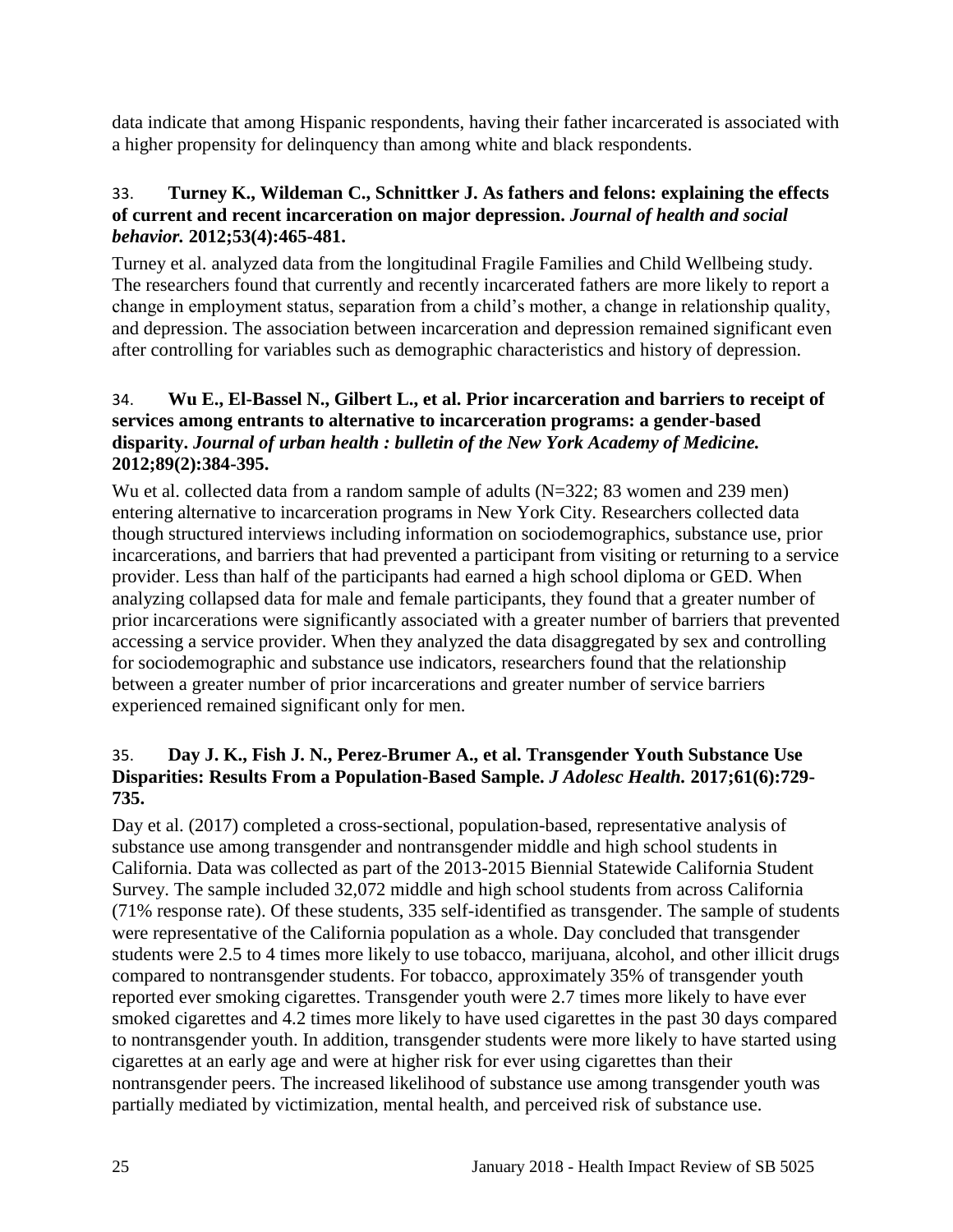data indicate that among Hispanic respondents, having their father incarcerated is associated with a higher propensity for delinquency than among white and black respondents.

33. **Turney K., Wildeman C., Schnittker J. As fathers and felons: explaining the effects of current and recent incarceration on major depression.** ***Journal of health and social behavior.*** **2012;53(4):465-481.**

Turney et al. analyzed data from the longitudinal Fragile Families and Child Wellbeing study. The researchers found that currently and recently incarcerated fathers are more likely to report a change in employment status, separation from a child's mother, a change in relationship quality, and depression. The association between incarceration and depression remained significant even after controlling for variables such as demographic characteristics and history of depression.

34. **Wu E., El-Bassel N., Gilbert L., et al. Prior incarceration and barriers to receipt of services among entrants to alternative to incarceration programs: a gender-based disparity.** ***Journal of urban health : bulletin of the New York Academy of Medicine.*** **2012;89(2):384-395.**

Wu et al. collected data from a random sample of adults (N=322; 83 women and 239 men) entering alternative to incarceration programs in New York City. Researchers collected data though structured interviews including information on sociodemographics, substance use, prior incarcerations, and barriers that had prevented a participant from visiting or returning to a service provider. Less than half of the participants had earned a high school diploma or GED. When analyzing collapsed data for male and female participants, they found that a greater number of prior incarcerations were significantly associated with a greater number of barriers that prevented accessing a service provider. When they analyzed the data disaggregated by sex and controlling for sociodemographic and substance use indicators, researchers found that the relationship between a greater number of prior incarcerations and greater number of service barriers experienced remained significant only for men.

35. **Day J. K., Fish J. N., Perez-Brumer A., et al. Transgender Youth Substance Use Disparities: Results From a Population-Based Sample.** ***J Adolesc Health.*** **2017;61(6):729-735.**

Day et al. (2017) completed a cross-sectional, population-based, representative analysis of substance use among transgender and nontransgender middle and high school students in California. Data was collected as part of the 2013-2015 Biennial Statewide California Student Survey. The sample included 32,072 middle and high school students from across California (71% response rate). Of these students, 335 self-identified as transgender. The sample of students were representative of the California population as a whole. Day concluded that transgender students were 2.5 to 4 times more likely to use tobacco, marijuana, alcohol, and other illicit drugs compared to nontransgender students. For tobacco, approximately 35% of transgender youth reported ever smoking cigarettes. Transgender youth were 2.7 times more likely to have ever smoked cigarettes and 4.2 times more likely to have used cigarettes in the past 30 days compared to nontransgender youth. In addition, transgender students were more likely to have started using cigarettes at an early age and were at higher risk for ever using cigarettes than their nontransgender peers. The increased likelihood of substance use among transgender youth was partially mediated by victimization, mental health, and perceived risk of substance use.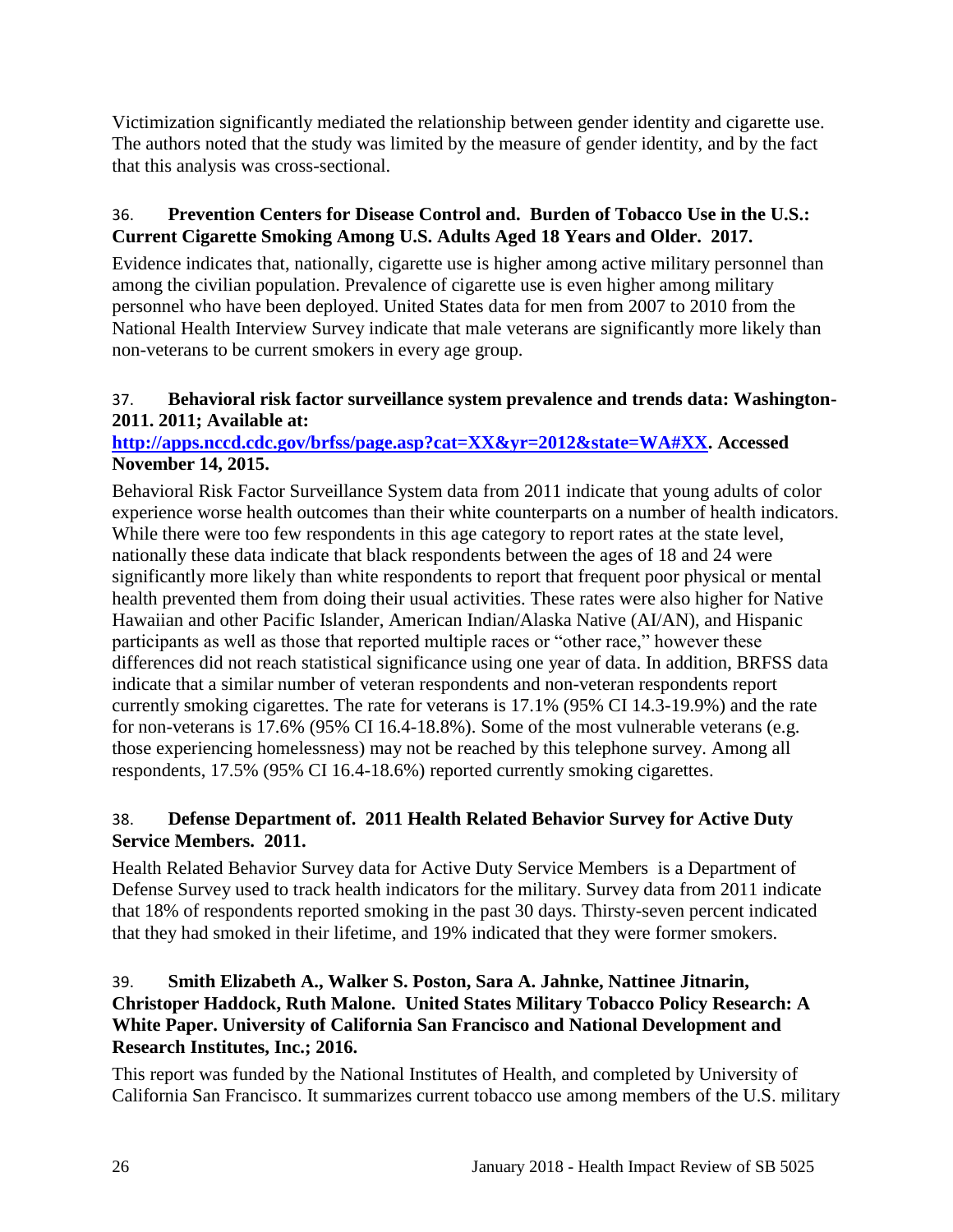Victimization significantly mediated the relationship between gender identity and cigarette use. The authors noted that the study was limited by the measure of gender identity, and by the fact that this analysis was cross-sectional.

36. **Prevention Centers for Disease Control and. Burden of Tobacco Use in the U.S.: Current Cigarette Smoking Among U.S. Adults Aged 18 Years and Older. 2017.**

Evidence indicates that, nationally, cigarette use is higher among active military personnel than among the civilian population. Prevalence of cigarette use is even higher among military personnel who have been deployed. United States data for men from 2007 to 2010 from the National Health Interview Survey indicate that male veterans are significantly more likely than non-veterans to be current smokers in every age group.

37. **Behavioral risk factor surveillance system prevalence and trends data: Washington-2011. 2011; Available at: [http://apps.nccd.cdc.gov/brfss/page.asp?cat=XX&yr=2012&state=WA#XX](http://apps.nccd.cdc.gov/brfss/page.asp?cat=XX&yr=2012&state=WA#XX). Accessed November 14, 2015.**

Behavioral Risk Factor Surveillance System data from 2011 indicate that young adults of color experience worse health outcomes than their white counterparts on a number of health indicators. While there were too few respondents in this age category to report rates at the state level, nationally these data indicate that black respondents between the ages of 18 and 24 were significantly more likely than white respondents to report that frequent poor physical or mental health prevented them from doing their usual activities. These rates were also higher for Native Hawaiian and other Pacific Islander, American Indian/Alaska Native (AI/AN), and Hispanic participants as well as those that reported multiple races or "other race," however these differences did not reach statistical significance using one year of data. In addition, BRFSS data indicate that a similar number of veteran respondents and non-veteran respondents report currently smoking cigarettes. The rate for veterans is 17.1% (95% CI 14.3-19.9%) and the rate for non-veterans is 17.6% (95% CI 16.4-18.8%). Some of the most vulnerable veterans (e.g. those experiencing homelessness) may not be reached by this telephone survey. Among all respondents, 17.5% (95% CI 16.4-18.6%) reported currently smoking cigarettes.

38. **Defense Department of. 2011 Health Related Behavior Survey for Active Duty Service Members. 2011.**

Health Related Behavior Survey data for Active Duty Service Members is a Department of Defense Survey used to track health indicators for the military. Survey data from 2011 indicate that 18% of respondents reported smoking in the past 30 days. Thirsty-seven percent indicated that they had smoked in their lifetime, and 19% indicated that they were former smokers.

39. **Smith Elizabeth A., Walker S. Poston, Sara A. Jahnke, Nattinee Jitnarin, Christoper Haddock, Ruth Malone. United States Military Tobacco Policy Research: A White Paper. University of California San Francisco and National Development and Research Institutes, Inc.; 2016.**

This report was funded by the National Institutes of Health, and completed by University of California San Francisco. It summarizes current tobacco use among members of the U.S. military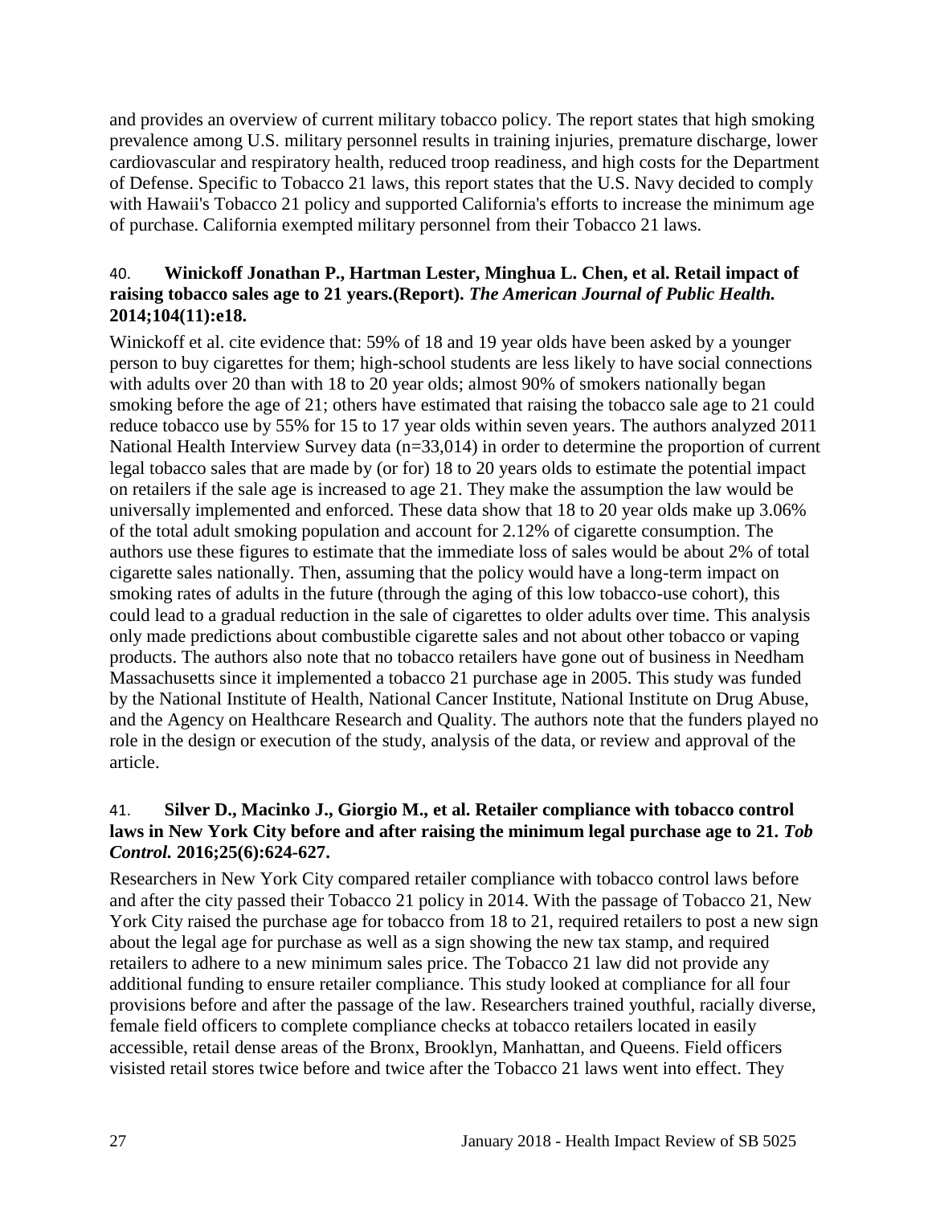and provides an overview of current military tobacco policy. The report states that high smoking prevalence among U.S. military personnel results in training injuries, premature discharge, lower cardiovascular and respiratory health, reduced troop readiness, and high costs for the Department of Defense. Specific to Tobacco 21 laws, this report states that the U.S. Navy decided to comply with Hawaii's Tobacco 21 policy and supported California's efforts to increase the minimum age of purchase. California exempted military personnel from their Tobacco 21 laws.

40. **Winickoff Jonathan P., Hartman Lester, Minghua L. Chen, et al. Retail impact of raising tobacco sales age to 21 years.(Report).** ***The American Journal of Public Health.*** **2014;104(11):e18.**

Winickoff et al. cite evidence that: 59% of 18 and 19 year olds have been asked by a younger person to buy cigarettes for them; high-school students are less likely to have social connections with adults over 20 than with 18 to 20 year olds; almost 90% of smokers nationally began smoking before the age of 21; others have estimated that raising the tobacco sale age to 21 could reduce tobacco use by 55% for 15 to 17 year olds within seven years. The authors analyzed 2011 National Health Interview Survey data (n=33,014) in order to determine the proportion of current legal tobacco sales that are made by (or for) 18 to 20 years olds to estimate the potential impact on retailers if the sale age is increased to age 21. They make the assumption the law would be universally implemented and enforced. These data show that 18 to 20 year olds make up 3.06% of the total adult smoking population and account for 2.12% of cigarette consumption. The authors use these figures to estimate that the immediate loss of sales would be about 2% of total cigarette sales nationally. Then, assuming that the policy would have a long-term impact on smoking rates of adults in the future (through the aging of this low tobacco-use cohort), this could lead to a gradual reduction in the sale of cigarettes to older adults over time. This analysis only made predictions about combustible cigarette sales and not about other tobacco or vaping products. The authors also note that no tobacco retailers have gone out of business in Needham Massachusetts since it implemented a tobacco 21 purchase age in 2005. This study was funded by the National Institute of Health, National Cancer Institute, National Institute on Drug Abuse, and the Agency on Healthcare Research and Quality. The authors note that the funders played no role in the design or execution of the study, analysis of the data, or review and approval of the article.

41. **Silver D., Macinko J., Giorgio M., et al. Retailer compliance with tobacco control laws in New York City before and after raising the minimum legal purchase age to 21.** ***Tob Control.*** **2016;25(6):624-627.**

Researchers in New York City compared retailer compliance with tobacco control laws before and after the city passed their Tobacco 21 policy in 2014. With the passage of Tobacco 21, New York City raised the purchase age for tobacco from 18 to 21, required retailers to post a new sign about the legal age for purchase as well as a sign showing the new tax stamp, and required retailers to adhere to a new minimum sales price. The Tobacco 21 law did not provide any additional funding to ensure retailer compliance. This study looked at compliance for all four provisions before and after the passage of the law. Researchers trained youthful, racially diverse, female field officers to complete compliance checks at tobacco retailers located in easily accessible, retail dense areas of the Bronx, Brooklyn, Manhattan, and Queens. Field officers visisted retail stores twice before and twice after the Tobacco 21 laws went into effect. They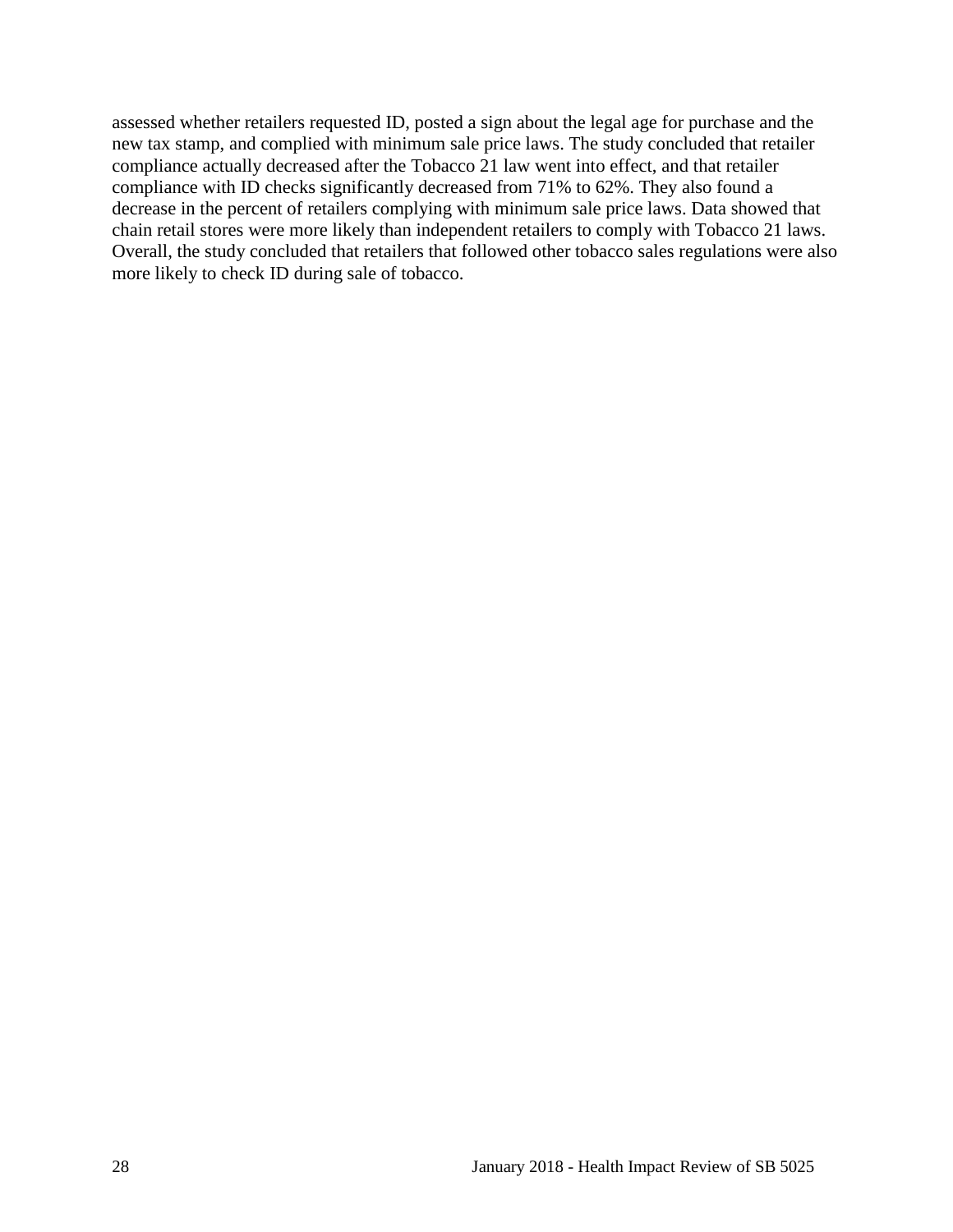assessed whether retailers requested ID, posted a sign about the legal age for purchase and the new tax stamp, and complied with minimum sale price laws. The study concluded that retailer compliance actually decreased after the Tobacco 21 law went into effect, and that retailer compliance with ID checks significantly decreased from 71% to 62%. They also found a decrease in the percent of retailers complying with minimum sale price laws. Data showed that chain retail stores were more likely than independent retailers to comply with Tobacco 21 laws. Overall, the study concluded that retailers that followed other tobacco sales regulations were also more likely to check ID during sale of tobacco.